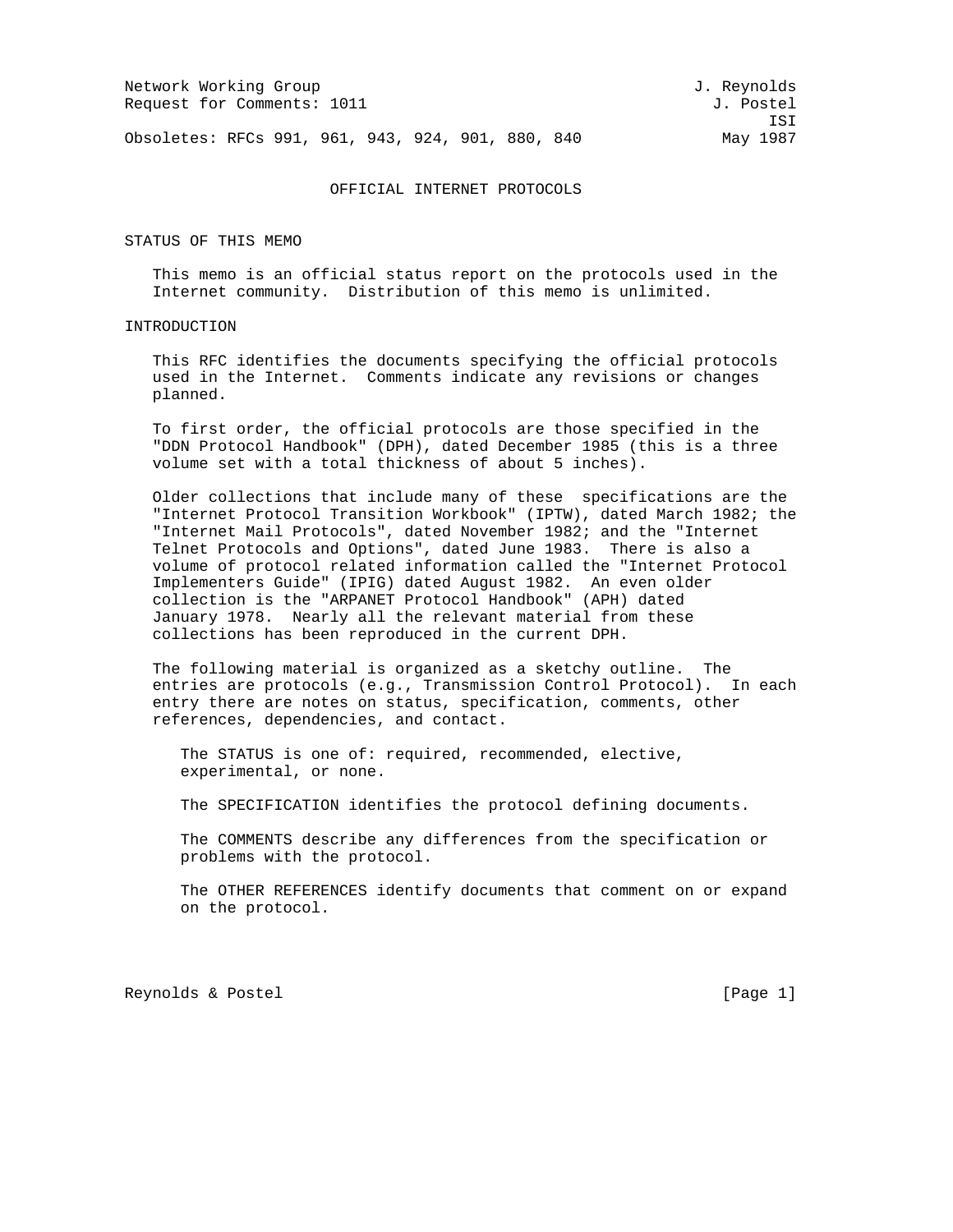Network Working Group J. Reynolds
Request for Comments: 1011 J. Postel
ISI
Obsoletes: RFCs 991, 961, 943, 924, 901, 880, 840 May 1987

# OFFICIAL INTERNET PROTOCOLS

## STATUS OF THIS MEMO

This memo is an official status report on the protocols used in the Internet community. Distribution of this memo is unlimited.

## INTRODUCTION

This RFC identifies the documents specifying the official protocols used in the Internet. Comments indicate any revisions or changes planned.

To first order, the official protocols are those specified in the "DDN Protocol Handbook" (DPH), dated December 1985 (this is a three volume set with a total thickness of about 5 inches).

Older collections that include many of these specifications are the "Internet Protocol Transition Workbook" (IPTW), dated March 1982; the "Internet Mail Protocols", dated November 1982; and the "Internet Telnet Protocols and Options", dated June 1983. There is also a volume of protocol related information called the "Internet Protocol Implementers Guide" (IPIG) dated August 1982. An even older collection is the "ARPANET Protocol Handbook" (APH) dated January 1978. Nearly all the relevant material from these collections has been reproduced in the current DPH.

The following material is organized as a sketchy outline. The entries are protocols (e.g., Transmission Control Protocol). In each entry there are notes on status, specification, comments, other references, dependencies, and contact.

The STATUS is one of: required, recommended, elective, experimental, or none.

The SPECIFICATION identifies the protocol defining documents.

The COMMENTS describe any differences from the specification or problems with the protocol.

The OTHER REFERENCES identify documents that comment on or expand on the protocol.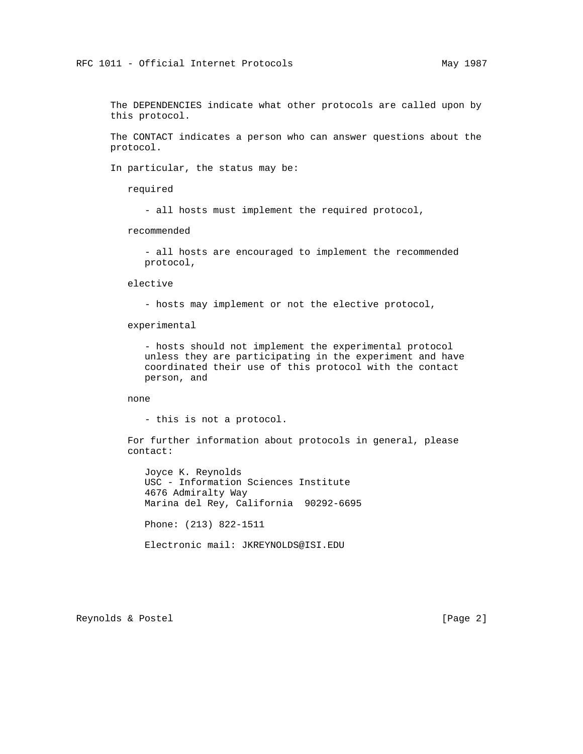The DEPENDENCIES indicate what other protocols are called upon by this protocol.

The CONTACT indicates a person who can answer questions about the protocol.

In particular, the status may be:

required

- all hosts must implement the required protocol,

recommended

- all hosts are encouraged to implement the recommended protocol,

elective

- hosts may implement or not the elective protocol,

experimental

- hosts should not implement the experimental protocol unless they are participating in the experiment and have coordinated their use of this protocol with the contact person, and

none

- this is not a protocol.

For further information about protocols in general, please contact:

Joyce K. Reynolds
USC - Information Sciences Institute
4676 Admiralty Way
Marina del Rey, California  90292-6695

Phone: (213) 822-1511

Electronic mail: JKREYNOLDS@ISI.EDU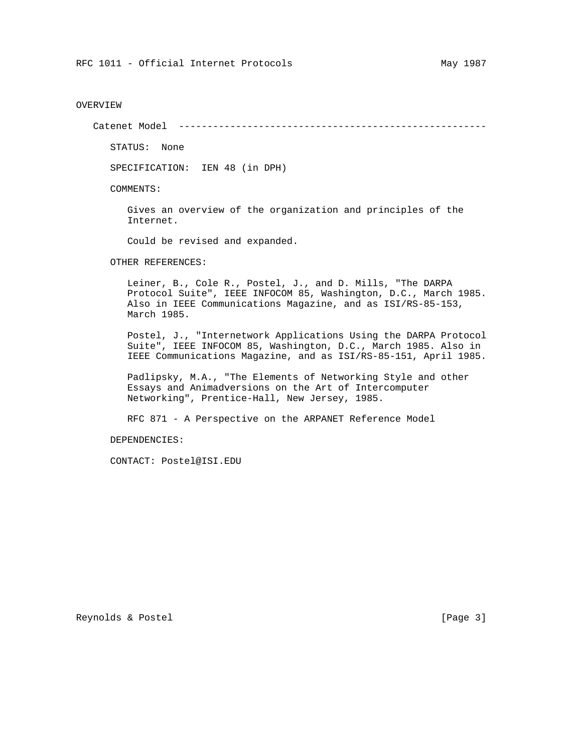## OVERVIEW

### Catenet Model

STATUS: None

SPECIFICATION: IEN 48 (in DPH)

COMMENTS:

Gives an overview of the organization and principles of the Internet.

Could be revised and expanded.

OTHER REFERENCES:

Leiner, B., Cole R., Postel, J., and D. Mills, "The DARPA Protocol Suite", IEEE INFOCOM 85, Washington, D.C., March 1985. Also in IEEE Communications Magazine, and as ISI/RS-85-153, March 1985.

Postel, J., "Internetwork Applications Using the DARPA Protocol Suite", IEEE INFOCOM 85, Washington, D.C., March 1985. Also in IEEE Communications Magazine, and as ISI/RS-85-151, April 1985.

Padlipsky, M.A., "The Elements of Networking Style and other Essays and Animadversions on the Art of Intercomputer Networking", Prentice-Hall, New Jersey, 1985.

RFC 871 - A Perspective on the ARPANET Reference Model

DEPENDENCIES:

CONTACT: Postel@ISI.EDU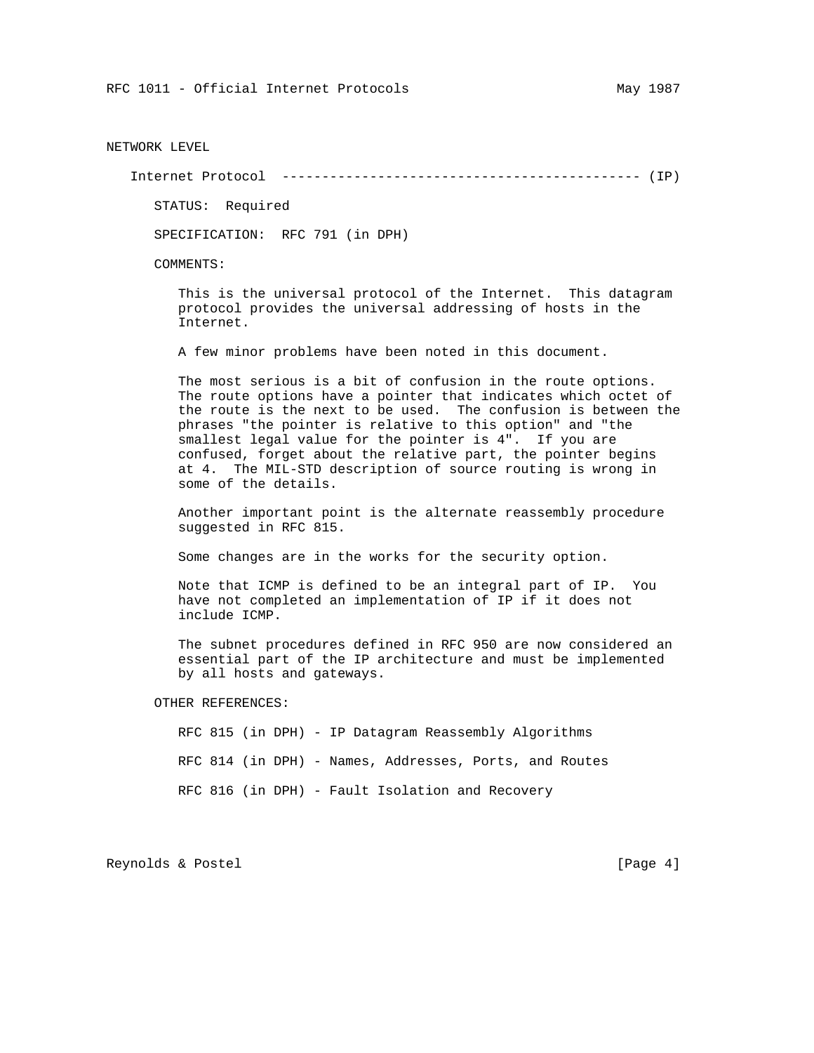## NETWORK LEVEL

### Internet Protocol --------------------------------------------- (IP)

STATUS: Required

SPECIFICATION: RFC 791 (in DPH)

COMMENTS:

This is the universal protocol of the Internet. This datagram protocol provides the universal addressing of hosts in the Internet.

A few minor problems have been noted in this document.

The most serious is a bit of confusion in the route options. The route options have a pointer that indicates which octet of the route is the next to be used. The confusion is between the phrases "the pointer is relative to this option" and "the smallest legal value for the pointer is 4". If you are confused, forget about the relative part, the pointer begins at 4. The MIL-STD description of source routing is wrong in some of the details.

Another important point is the alternate reassembly procedure suggested in RFC 815.

Some changes are in the works for the security option.

Note that ICMP is defined to be an integral part of IP. You have not completed an implementation of IP if it does not include ICMP.

The subnet procedures defined in RFC 950 are now considered an essential part of the IP architecture and must be implemented by all hosts and gateways.

OTHER REFERENCES:

RFC 815 (in DPH) - IP Datagram Reassembly Algorithms

RFC 814 (in DPH) - Names, Addresses, Ports, and Routes

RFC 816 (in DPH) - Fault Isolation and Recovery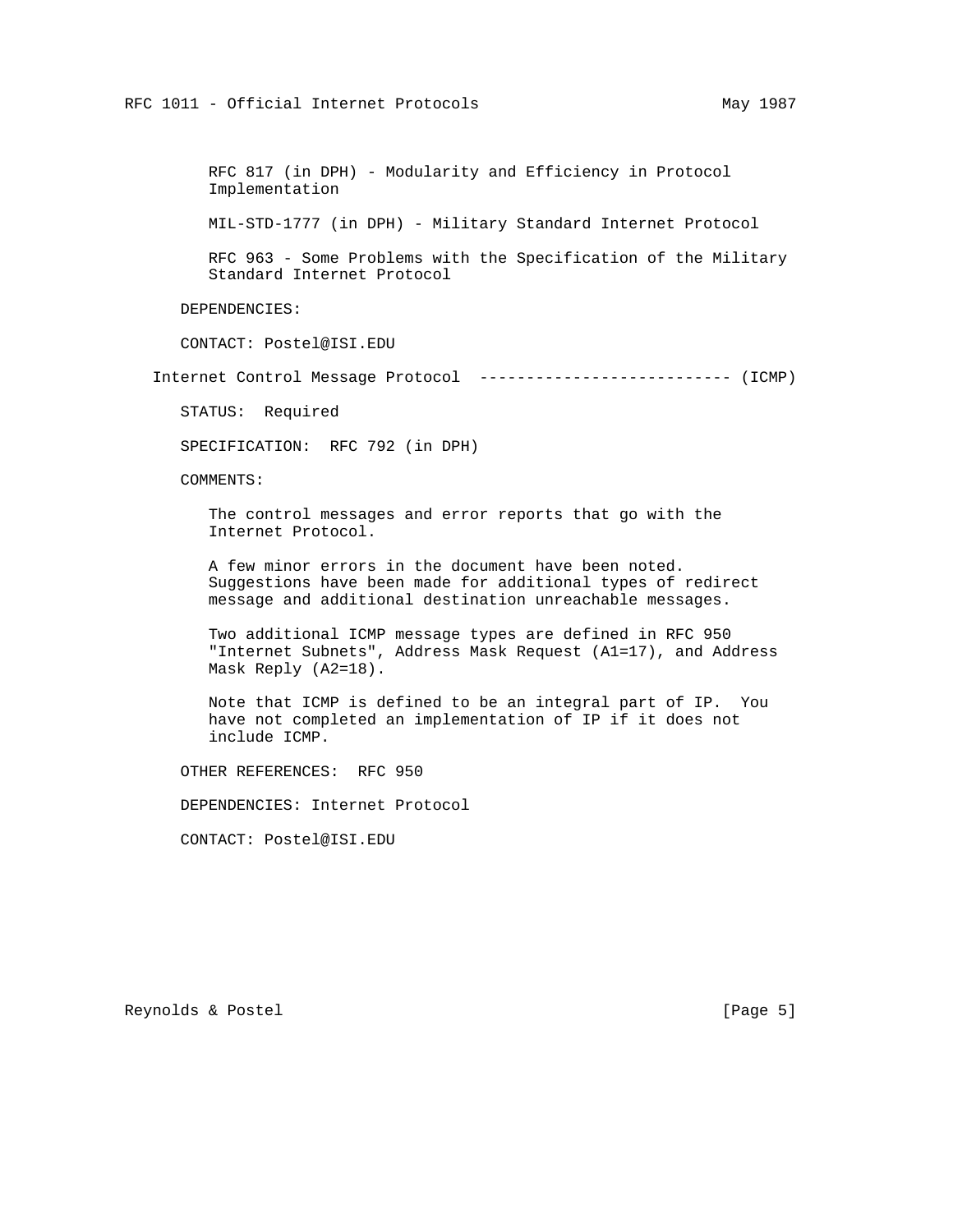RFC 817 (in DPH) - Modularity and Efficiency in Protocol Implementation

MIL-STD-1777 (in DPH) - Military Standard Internet Protocol

RFC 963 - Some Problems with the Specification of the Military Standard Internet Protocol

DEPENDENCIES:

CONTACT: Postel@ISI.EDU

## Internet Control Message Protocol --------------------------- (ICMP)

STATUS: Required

SPECIFICATION: RFC 792 (in DPH)

COMMENTS:

The control messages and error reports that go with the Internet Protocol.

A few minor errors in the document have been noted. Suggestions have been made for additional types of redirect message and additional destination unreachable messages.

Two additional ICMP message types are defined in RFC 950 "Internet Subnets", Address Mask Request (A1=17), and Address Mask Reply (A2=18).

Note that ICMP is defined to be an integral part of IP. You have not completed an implementation of IP if it does not include ICMP.

OTHER REFERENCES: RFC 950

DEPENDENCIES: Internet Protocol

CONTACT: Postel@ISI.EDU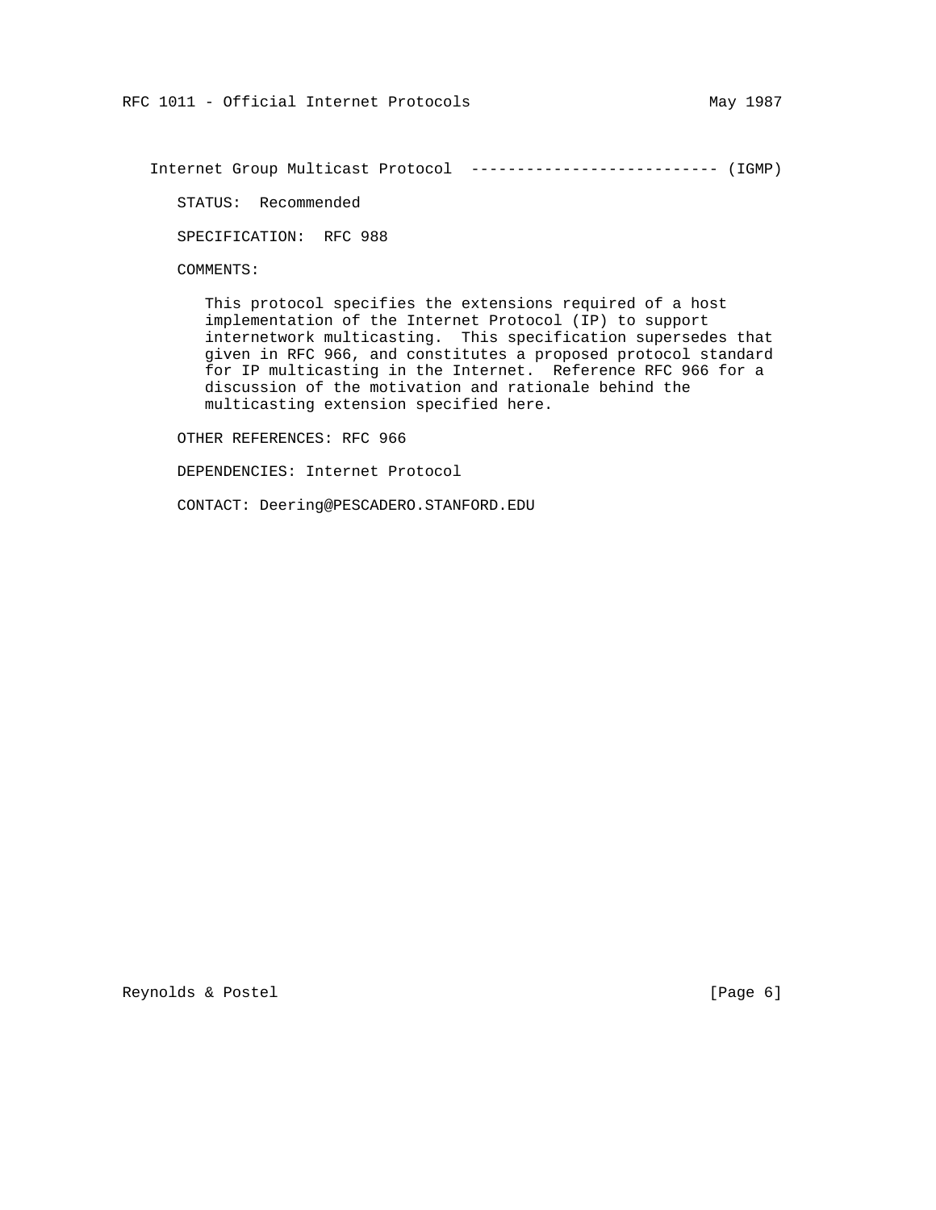Internet Group Multicast Protocol --------------------------- (IGMP)

STATUS: Recommended

SPECIFICATION: RFC 988

COMMENTS:

This protocol specifies the extensions required of a host implementation of the Internet Protocol (IP) to support internetwork multicasting. This specification supersedes that given in RFC 966, and constitutes a proposed protocol standard for IP multicasting in the Internet. Reference RFC 966 for a discussion of the motivation and rationale behind the multicasting extension specified here.

OTHER REFERENCES: RFC 966

DEPENDENCIES: Internet Protocol

CONTACT: Deering@PESCADERO.STANFORD.EDU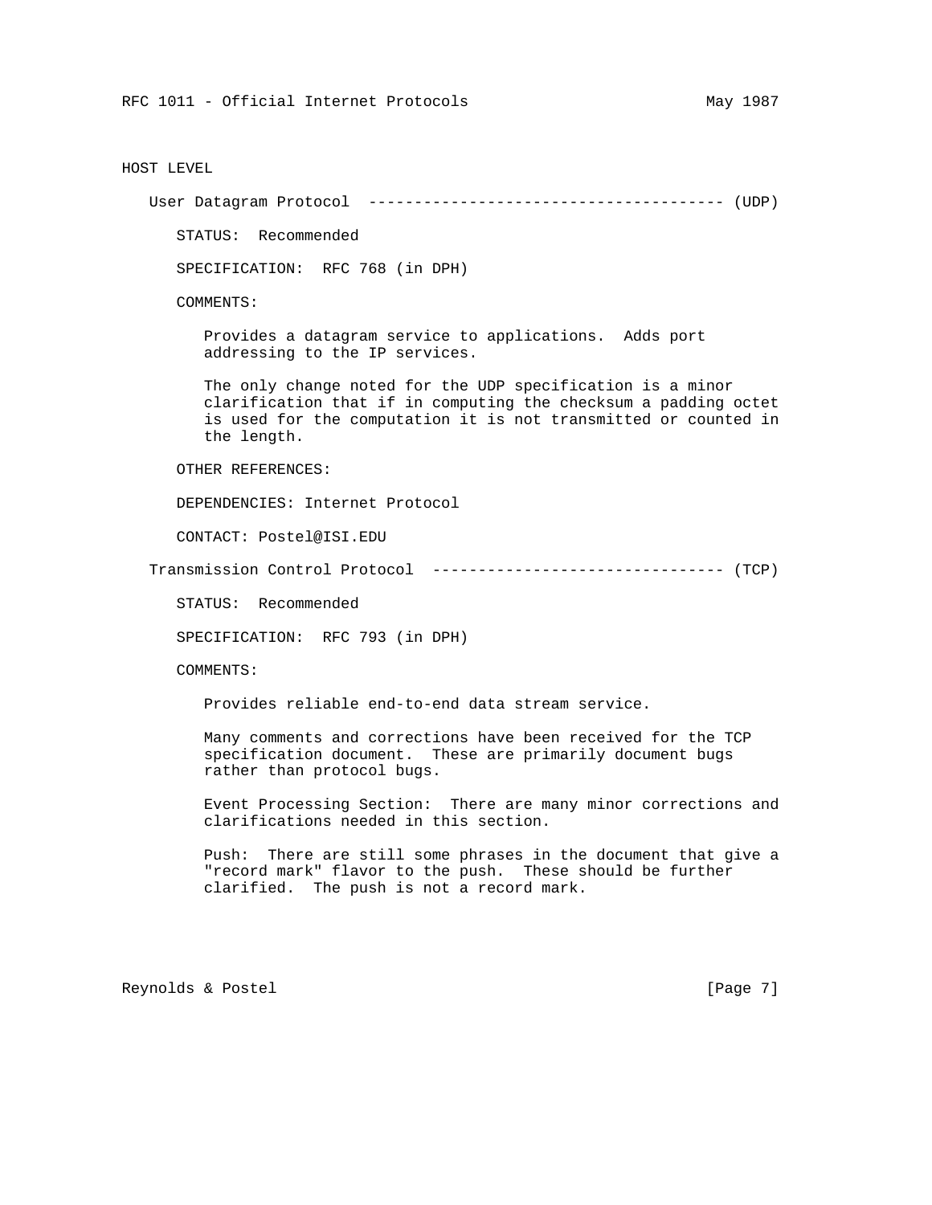## HOST LEVEL

### User Datagram Protocol -------------------------------------- (UDP)

STATUS: Recommended

SPECIFICATION: RFC 768 (in DPH)

COMMENTS:

Provides a datagram service to applications. Adds port addressing to the IP services.

The only change noted for the UDP specification is a minor clarification that if in computing the checksum a padding octet is used for the computation it is not transmitted or counted in the length.

OTHER REFERENCES:

DEPENDENCIES: Internet Protocol

CONTACT: Postel@ISI.EDU

### Transmission Control Protocol -------------------------------- (TCP)

STATUS: Recommended

SPECIFICATION: RFC 793 (in DPH)

COMMENTS:

Provides reliable end-to-end data stream service.

Many comments and corrections have been received for the TCP specification document. These are primarily document bugs rather than protocol bugs.

Event Processing Section: There are many minor corrections and clarifications needed in this section.

Push: There are still some phrases in the document that give a "record mark" flavor to the push. These should be further clarified. The push is not a record mark.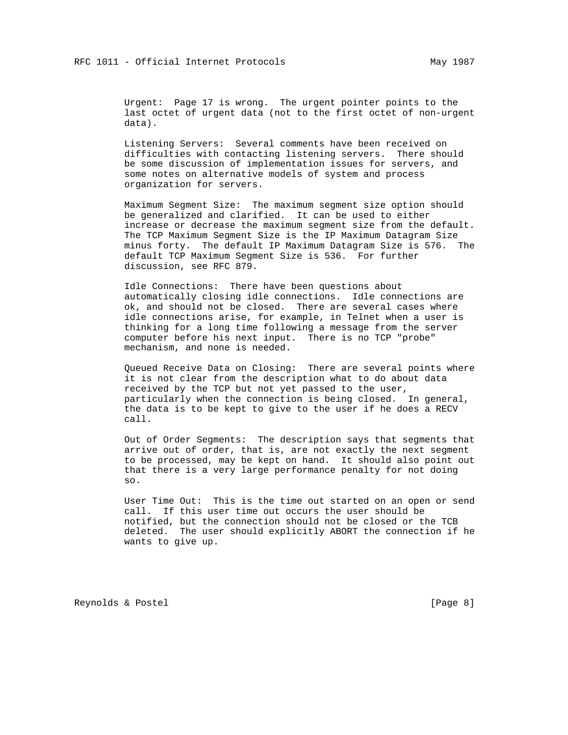Urgent: Page 17 is wrong. The urgent pointer points to the last octet of urgent data (not to the first octet of non-urgent data).

Listening Servers: Several comments have been received on difficulties with contacting listening servers. There should be some discussion of implementation issues for servers, and some notes on alternative models of system and process organization for servers.

Maximum Segment Size: The maximum segment size option should be generalized and clarified. It can be used to either increase or decrease the maximum segment size from the default. The TCP Maximum Segment Size is the IP Maximum Datagram Size minus forty. The default IP Maximum Datagram Size is 576. The default TCP Maximum Segment Size is 536. For further discussion, see RFC 879.

Idle Connections: There have been questions about automatically closing idle connections. Idle connections are ok, and should not be closed. There are several cases where idle connections arise, for example, in Telnet when a user is thinking for a long time following a message from the server computer before his next input. There is no TCP "probe" mechanism, and none is needed.

Queued Receive Data on Closing: There are several points where it is not clear from the description what to do about data received by the TCP but not yet passed to the user, particularly when the connection is being closed. In general, the data is to be kept to give to the user if he does a RECV call.

Out of Order Segments: The description says that segments that arrive out of order, that is, are not exactly the next segment to be processed, may be kept on hand. It should also point out that there is a very large performance penalty for not doing so.

User Time Out: This is the time out started on an open or send call. If this user time out occurs the user should be notified, but the connection should not be closed or the TCB deleted. The user should explicitly ABORT the connection if he wants to give up.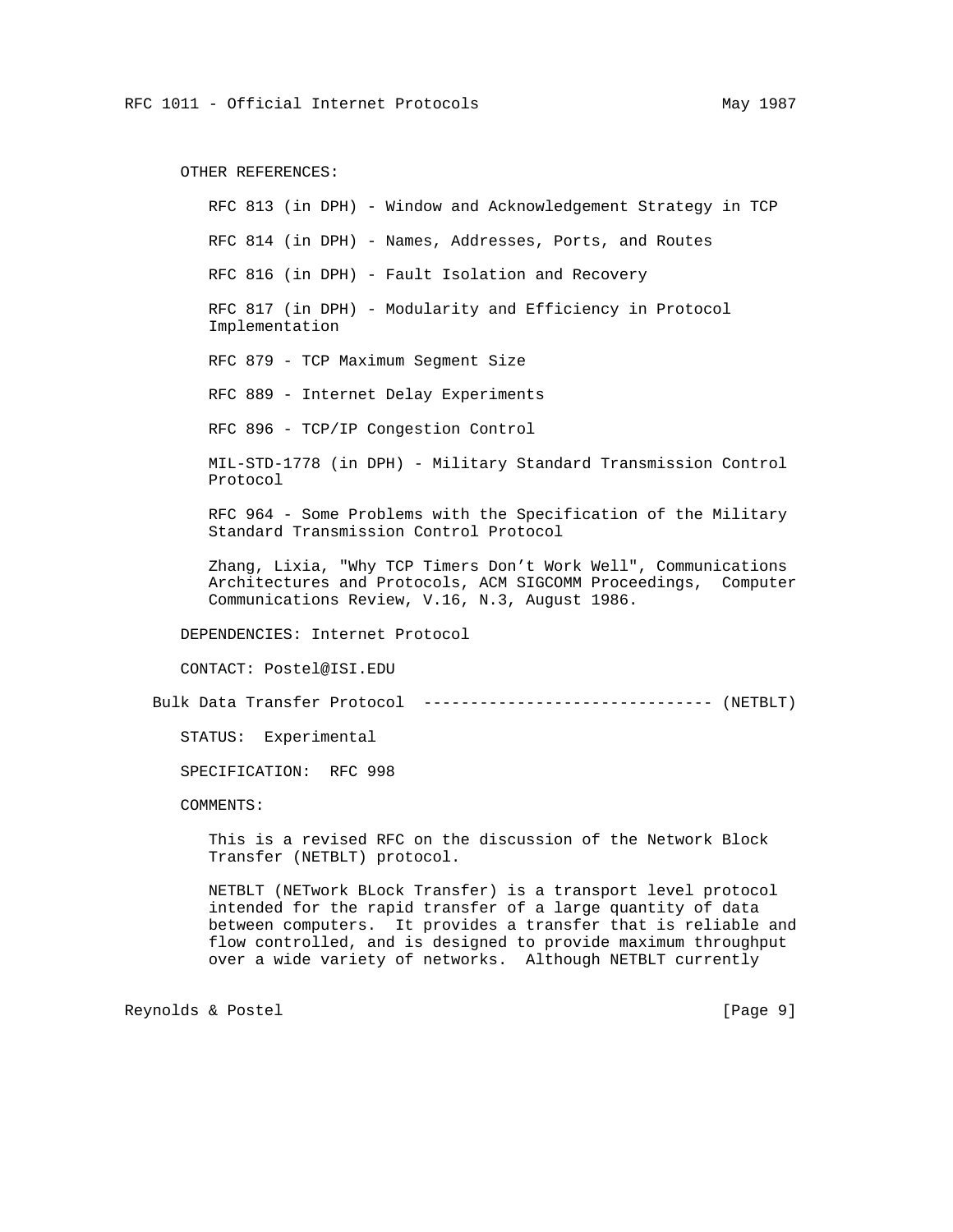OTHER REFERENCES:

RFC 813 (in DPH) - Window and Acknowledgement Strategy in TCP

RFC 814 (in DPH) - Names, Addresses, Ports, and Routes

RFC 816 (in DPH) - Fault Isolation and Recovery

RFC 817 (in DPH) - Modularity and Efficiency in Protocol Implementation

RFC 879 - TCP Maximum Segment Size

RFC 889 - Internet Delay Experiments

RFC 896 - TCP/IP Congestion Control

MIL-STD-1778 (in DPH) - Military Standard Transmission Control Protocol

RFC 964 - Some Problems with the Specification of the Military Standard Transmission Control Protocol

Zhang, Lixia, "Why TCP Timers Don't Work Well", Communications Architectures and Protocols, ACM SIGCOMM Proceedings, Computer Communications Review, V.16, N.3, August 1986.

DEPENDENCIES: Internet Protocol

CONTACT: Postel@ISI.EDU

Bulk Data Transfer Protocol ------------------------------- (NETBLT)

STATUS: Experimental

SPECIFICATION: RFC 998

COMMENTS:

This is a revised RFC on the discussion of the Network Block Transfer (NETBLT) protocol.

NETBLT (NETwork BLock Transfer) is a transport level protocol intended for the rapid transfer of a large quantity of data between computers. It provides a transfer that is reliable and flow controlled, and is designed to provide maximum throughput over a wide variety of networks. Although NETBLT currently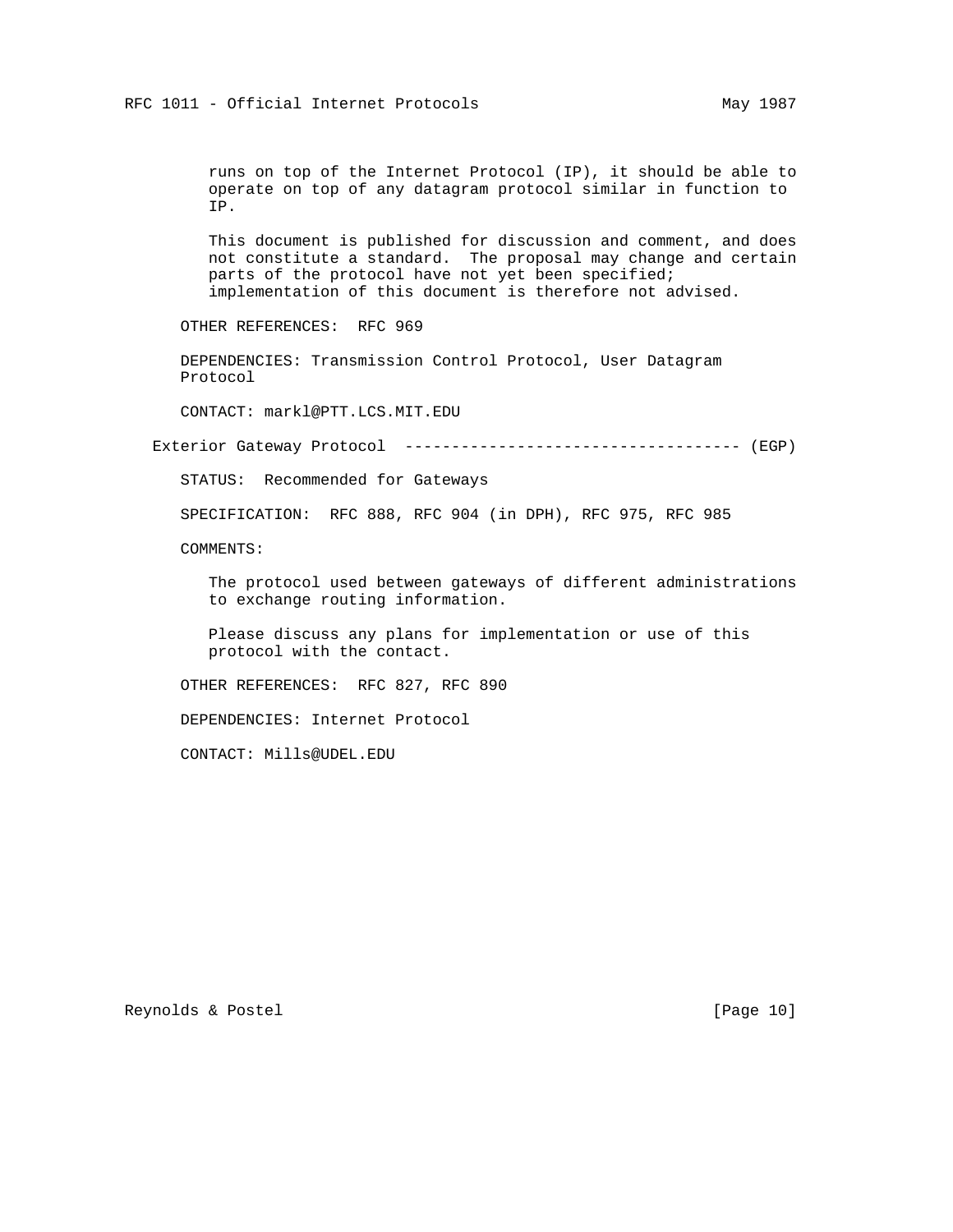runs on top of the Internet Protocol (IP), it should be able to operate on top of any datagram protocol similar in function to IP.

This document is published for discussion and comment, and does not constitute a standard. The proposal may change and certain parts of the protocol have not yet been specified; implementation of this document is therefore not advised.

OTHER REFERENCES: RFC 969

DEPENDENCIES: Transmission Control Protocol, User Datagram Protocol

CONTACT: markl@PTT.LCS.MIT.EDU

### Exterior Gateway Protocol ----------------------------------- (EGP)

STATUS: Recommended for Gateways

SPECIFICATION: RFC 888, RFC 904 (in DPH), RFC 975, RFC 985

COMMENTS:

The protocol used between gateways of different administrations to exchange routing information.

Please discuss any plans for implementation or use of this protocol with the contact.

OTHER REFERENCES: RFC 827, RFC 890

DEPENDENCIES: Internet Protocol

CONTACT: Mills@UDEL.EDU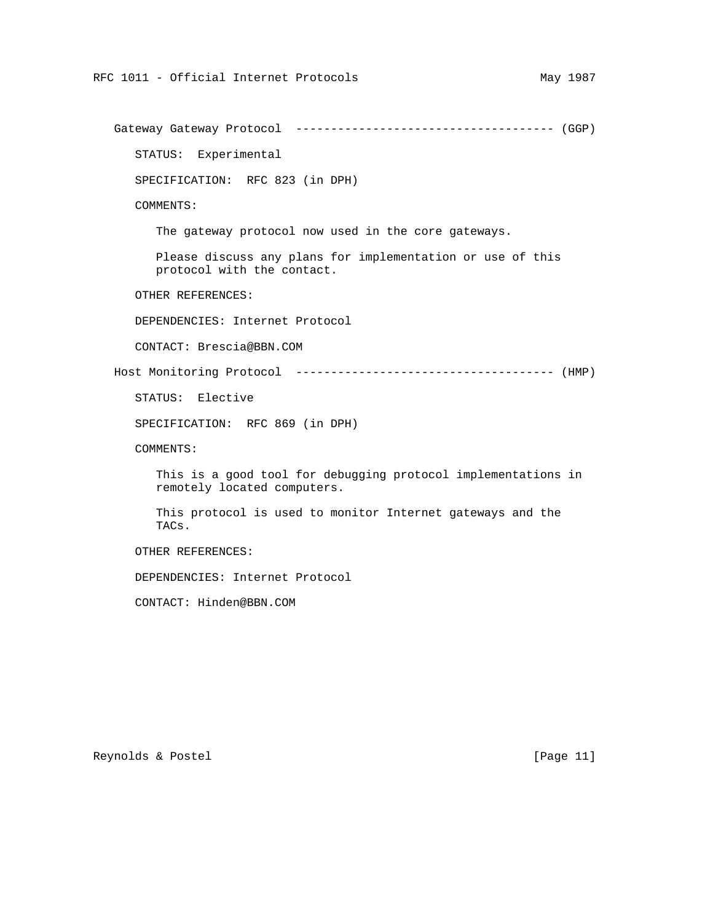## Gateway Gateway Protocol ------------------------------------ (GGP)

STATUS: Experimental

SPECIFICATION: RFC 823 (in DPH)

COMMENTS:

The gateway protocol now used in the core gateways.

Please discuss any plans for implementation or use of this protocol with the contact.

OTHER REFERENCES:

DEPENDENCIES: Internet Protocol

CONTACT: Brescia@BBN.COM

## Host Monitoring Protocol ------------------------------------ (HMP)

STATUS: Elective

SPECIFICATION: RFC 869 (in DPH)

COMMENTS:

This is a good tool for debugging protocol implementations in remotely located computers.

This protocol is used to monitor Internet gateways and the TACs.

OTHER REFERENCES:

DEPENDENCIES: Internet Protocol

CONTACT: Hinden@BBN.COM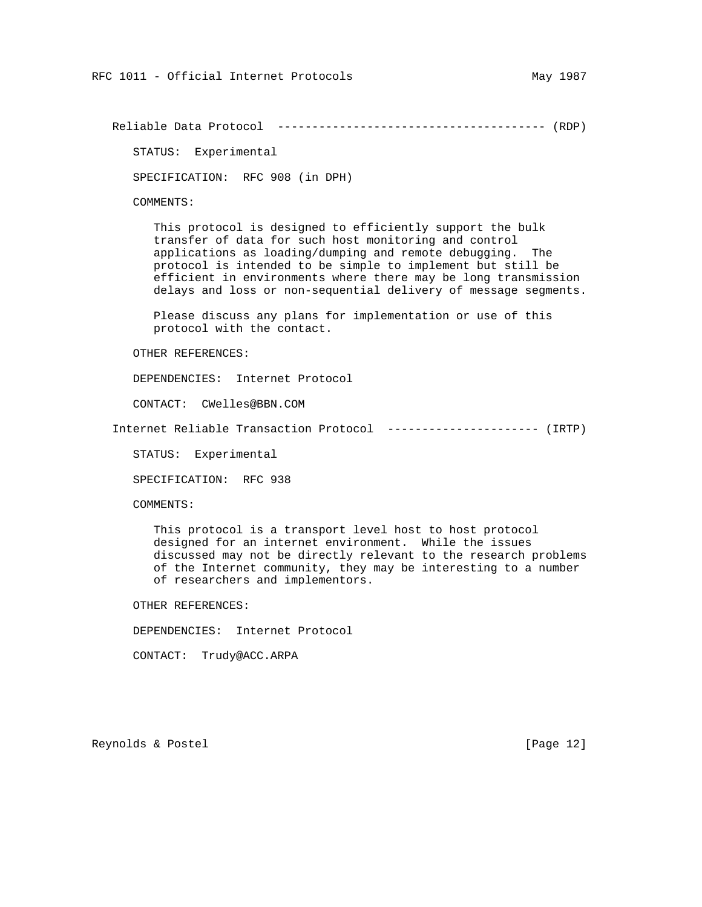## Reliable Data Protocol -------------------------------------- (RDP)

STATUS: Experimental

SPECIFICATION: RFC 908 (in DPH)

COMMENTS:

This protocol is designed to efficiently support the bulk transfer of data for such host monitoring and control applications as loading/dumping and remote debugging. The protocol is intended to be simple to implement but still be efficient in environments where there may be long transmission delays and loss or non-sequential delivery of message segments.

Please discuss any plans for implementation or use of this protocol with the contact.

OTHER REFERENCES:

DEPENDENCIES: Internet Protocol

CONTACT: CWelles@BBN.COM

## Internet Reliable Transaction Protocol ---------------------- (IRTP)

STATUS: Experimental

SPECIFICATION: RFC 938

COMMENTS:

This protocol is a transport level host to host protocol designed for an internet environment. While the issues discussed may not be directly relevant to the research problems of the Internet community, they may be interesting to a number of researchers and implementors.

OTHER REFERENCES:

DEPENDENCIES: Internet Protocol

CONTACT: Trudy@ACC.ARPA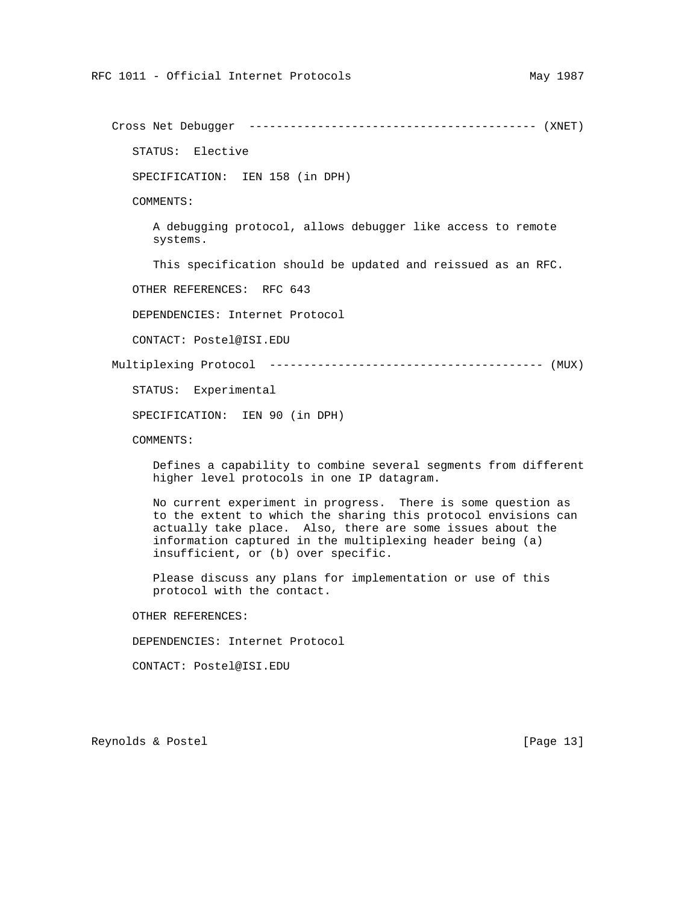### Cross Net Debugger ----------------------------------------- (XNET)

STATUS: Elective

SPECIFICATION: IEN 158 (in DPH)

COMMENTS:

A debugging protocol, allows debugger like access to remote systems.

This specification should be updated and reissued as an RFC.

OTHER REFERENCES: RFC 643

DEPENDENCIES: Internet Protocol

CONTACT: Postel@ISI.EDU

### Multiplexing Protocol --------------------------------------- (MUX)

STATUS: Experimental

SPECIFICATION: IEN 90 (in DPH)

COMMENTS:

Defines a capability to combine several segments from different higher level protocols in one IP datagram.

No current experiment in progress. There is some question as to the extent to which the sharing this protocol envisions can actually take place. Also, there are some issues about the information captured in the multiplexing header being (a) insufficient, or (b) over specific.

Please discuss any plans for implementation or use of this protocol with the contact.

OTHER REFERENCES:

DEPENDENCIES: Internet Protocol

CONTACT: Postel@ISI.EDU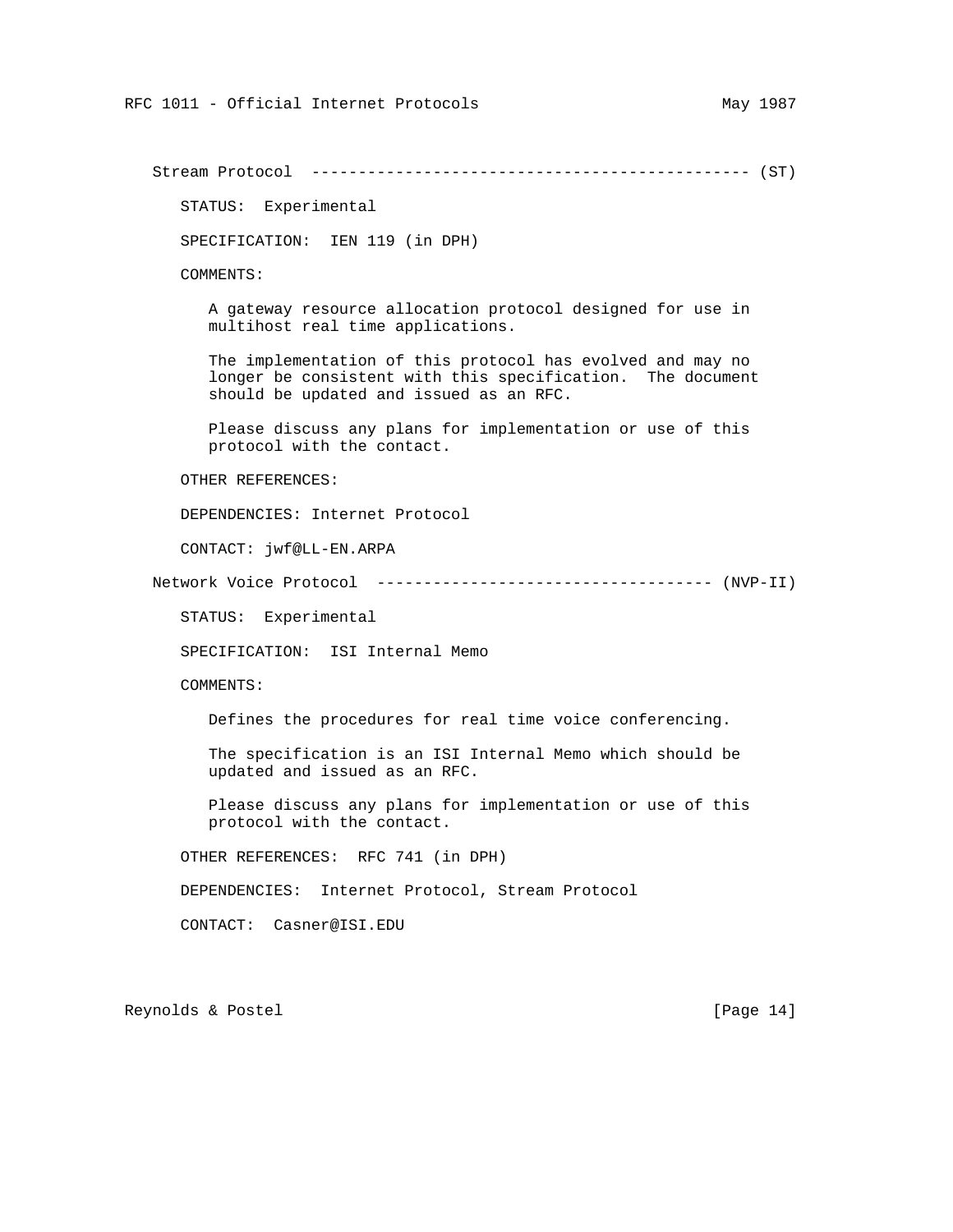## Stream Protocol ---------------------------------------------- (ST)

STATUS: Experimental

SPECIFICATION: IEN 119 (in DPH)

COMMENTS:

A gateway resource allocation protocol designed for use in multihost real time applications.

The implementation of this protocol has evolved and may no longer be consistent with this specification. The document should be updated and issued as an RFC.

Please discuss any plans for implementation or use of this protocol with the contact.

OTHER REFERENCES:

DEPENDENCIES: Internet Protocol

CONTACT: jwf@LL-EN.ARPA

## Network Voice Protocol ------------------------------------ (NVP-II)

STATUS: Experimental

SPECIFICATION: ISI Internal Memo

COMMENTS:

Defines the procedures for real time voice conferencing.

The specification is an ISI Internal Memo which should be updated and issued as an RFC.

Please discuss any plans for implementation or use of this protocol with the contact.

OTHER REFERENCES: RFC 741 (in DPH)

DEPENDENCIES: Internet Protocol, Stream Protocol

CONTACT: Casner@ISI.EDU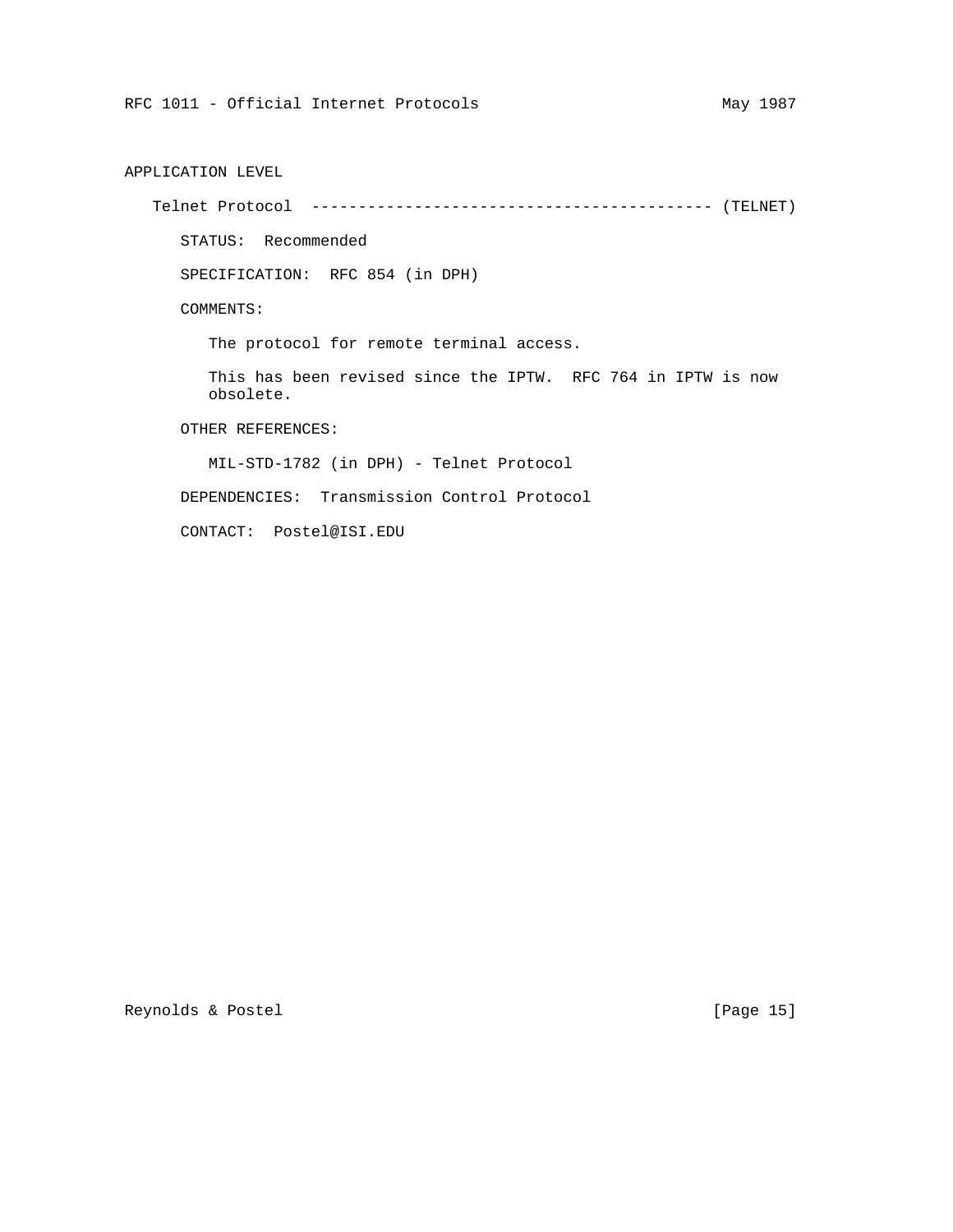APPLICATION LEVEL

Telnet Protocol ------------------------------------------ (TELNET)

STATUS: Recommended

SPECIFICATION: RFC 854 (in DPH)

COMMENTS:

The protocol for remote terminal access.

This has been revised since the IPTW. RFC 764 in IPTW is now obsolete.

OTHER REFERENCES:

MIL-STD-1782 (in DPH) - Telnet Protocol

DEPENDENCIES: Transmission Control Protocol

CONTACT: Postel@ISI.EDU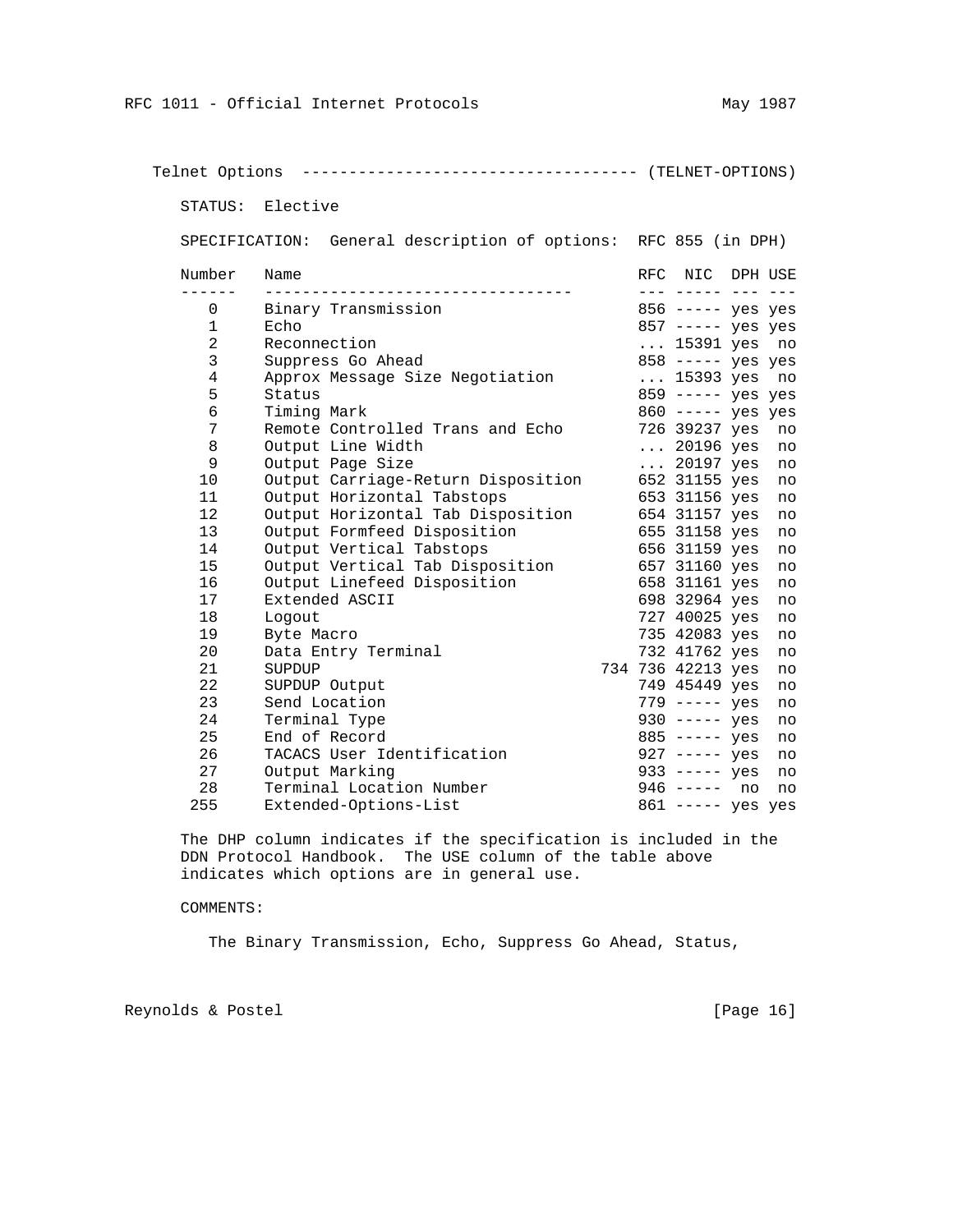Telnet Options ------------------------------------ (TELNET-OPTIONS)

STATUS: Elective

SPECIFICATION: General description of options: RFC 855 (in DPH)

| Number | Name | RFC | NIC | DPH | USE |
|---|---|---|---|---|---|
| 0 | Binary Transmission | 856 | ----- | yes | yes |
| 1 | Echo | 857 | ----- | yes | yes |
| 2 | Reconnection | ... | 15391 | yes | no |
| 3 | Suppress Go Ahead | 858 | ----- | yes | yes |
| 4 | Approx Message Size Negotiation | ... | 15393 | yes | no |
| 5 | Status | 859 | ----- | yes | yes |
| 6 | Timing Mark | 860 | ----- | yes | yes |
| 7 | Remote Controlled Trans and Echo | 726 | 39237 | yes | no |
| 8 | Output Line Width | ... | 20196 | yes | no |
| 9 | Output Page Size | ... | 20197 | yes | no |
| 10 | Output Carriage-Return Disposition | 652 | 31155 | yes | no |
| 11 | Output Horizontal Tabstops | 653 | 31156 | yes | no |
| 12 | Output Horizontal Tab Disposition | 654 | 31157 | yes | no |
| 13 | Output Formfeed Disposition | 655 | 31158 | yes | no |
| 14 | Output Vertical Tabstops | 656 | 31159 | yes | no |
| 15 | Output Vertical Tab Disposition | 657 | 31160 | yes | no |
| 16 | Output Linefeed Disposition | 658 | 31161 | yes | no |
| 17 | Extended ASCII | 698 | 32964 | yes | no |
| 18 | Logout | 727 | 40025 | yes | no |
| 19 | Byte Macro | 735 | 42083 | yes | no |
| 20 | Data Entry Terminal | 732 | 41762 | yes | no |
| 21 | SUPDUP | 734 736 | 42213 | yes | no |
| 22 | SUPDUP Output | 749 | 45449 | yes | no |
| 23 | Send Location | 779 | ----- | yes | no |
| 24 | Terminal Type | 930 | ----- | yes | no |
| 25 | End of Record | 885 | ----- | yes | no |
| 26 | TACACS User Identification | 927 | ----- | yes | no |
| 27 | Output Marking | 933 | ----- | yes | no |
| 28 | Terminal Location Number | 946 | ----- | no | no |
| 255 | Extended-Options-List | 861 | ----- | yes | yes |

The DHP column indicates if the specification is included in the DDN Protocol Handbook. The USE column of the table above indicates which options are in general use.

COMMENTS:

The Binary Transmission, Echo, Suppress Go Ahead, Status,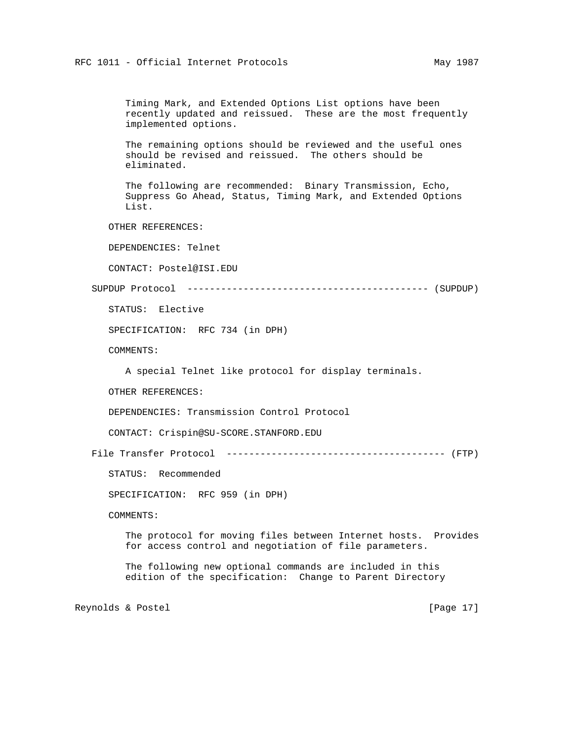Timing Mark, and Extended Options List options have been recently updated and reissued. These are the most frequently implemented options.

The remaining options should be reviewed and the useful ones should be revised and reissued. The others should be eliminated.

The following are recommended: Binary Transmission, Echo, Suppress Go Ahead, Status, Timing Mark, and Extended Options List.

OTHER REFERENCES:

DEPENDENCIES: Telnet

CONTACT: Postel@ISI.EDU

SUPDUP Protocol ------------------------------------------- (SUPDUP)

STATUS: Elective

SPECIFICATION: RFC 734 (in DPH)

COMMENTS:

A special Telnet like protocol for display terminals.

OTHER REFERENCES:

DEPENDENCIES: Transmission Control Protocol

CONTACT: Crispin@SU-SCORE.STANFORD.EDU

File Transfer Protocol --------------------------------------- (FTP)

STATUS: Recommended

SPECIFICATION: RFC 959 (in DPH)

COMMENTS:

The protocol for moving files between Internet hosts. Provides for access control and negotiation of file parameters.

The following new optional commands are included in this edition of the specification: Change to Parent Directory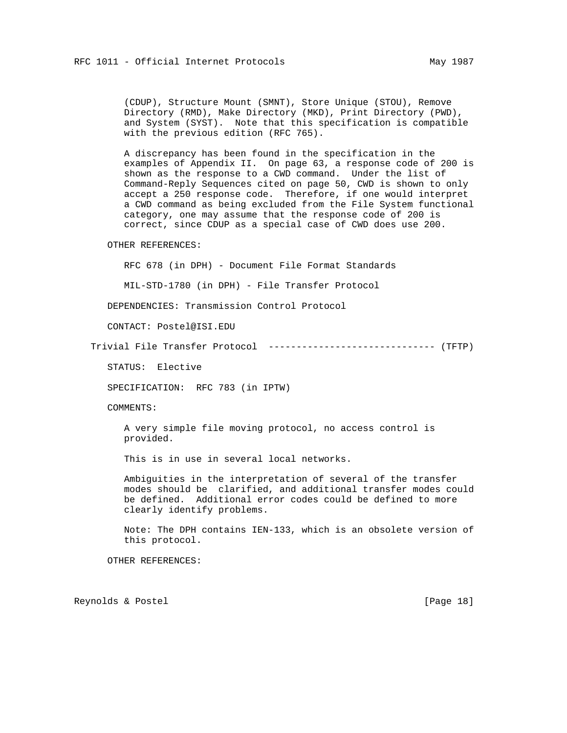(CDUP), Structure Mount (SMNT), Store Unique (STOU), Remove Directory (RMD), Make Directory (MKD), Print Directory (PWD), and System (SYST). Note that this specification is compatible with the previous edition (RFC 765).

A discrepancy has been found in the specification in the examples of Appendix II. On page 63, a response code of 200 is shown as the response to a CWD command. Under the list of Command-Reply Sequences cited on page 50, CWD is shown to only accept a 250 response code. Therefore, if one would interpret a CWD command as being excluded from the File System functional category, one may assume that the response code of 200 is correct, since CDUP as a special case of CWD does use 200.

OTHER REFERENCES:

RFC 678 (in DPH) - Document File Format Standards

MIL-STD-1780 (in DPH) - File Transfer Protocol

DEPENDENCIES: Transmission Control Protocol

CONTACT: Postel@ISI.EDU

Trivial File Transfer Protocol ------------------------------ (TFTP)

STATUS: Elective

SPECIFICATION: RFC 783 (in IPTW)

COMMENTS:

A very simple file moving protocol, no access control is provided.

This is in use in several local networks.

Ambiguities in the interpretation of several of the transfer modes should be clarified, and additional transfer modes could be defined. Additional error codes could be defined to more clearly identify problems.

Note: The DPH contains IEN-133, which is an obsolete version of this protocol.

OTHER REFERENCES: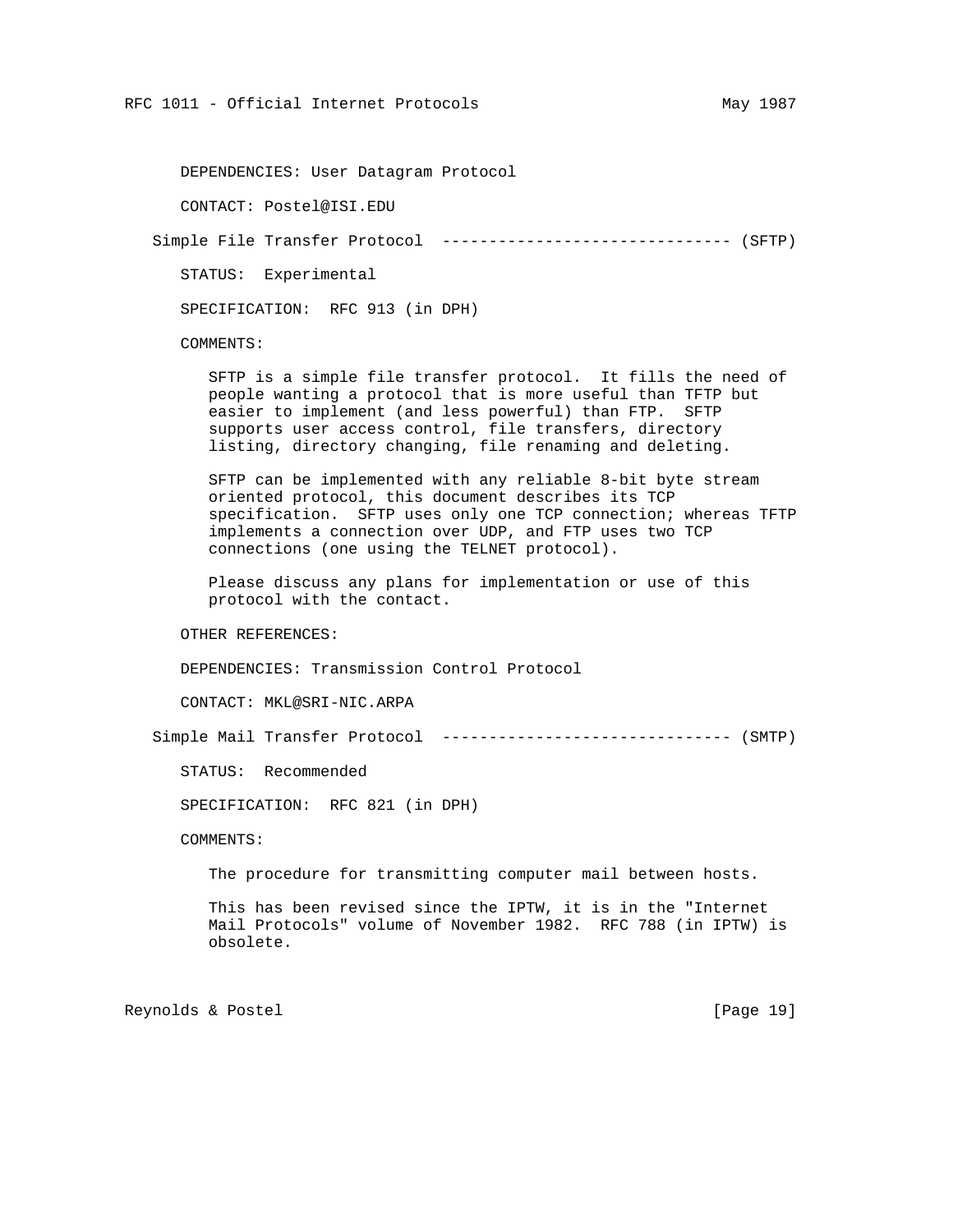DEPENDENCIES: User Datagram Protocol

CONTACT: Postel@ISI.EDU

### Simple File Transfer Protocol ------------------------------- (SFTP)

STATUS: Experimental

SPECIFICATION: RFC 913 (in DPH)

COMMENTS:

SFTP is a simple file transfer protocol. It fills the need of people wanting a protocol that is more useful than TFTP but easier to implement (and less powerful) than FTP. SFTP supports user access control, file transfers, directory listing, directory changing, file renaming and deleting.

SFTP can be implemented with any reliable 8-bit byte stream oriented protocol, this document describes its TCP specification. SFTP uses only one TCP connection; whereas TFTP implements a connection over UDP, and FTP uses two TCP connections (one using the TELNET protocol).

Please discuss any plans for implementation or use of this protocol with the contact.

OTHER REFERENCES:

DEPENDENCIES: Transmission Control Protocol

CONTACT: MKL@SRI-NIC.ARPA

### Simple Mail Transfer Protocol ------------------------------- (SMTP)

STATUS: Recommended

SPECIFICATION: RFC 821 (in DPH)

COMMENTS:

The procedure for transmitting computer mail between hosts.

This has been revised since the IPTW, it is in the "Internet Mail Protocols" volume of November 1982. RFC 788 (in IPTW) is obsolete.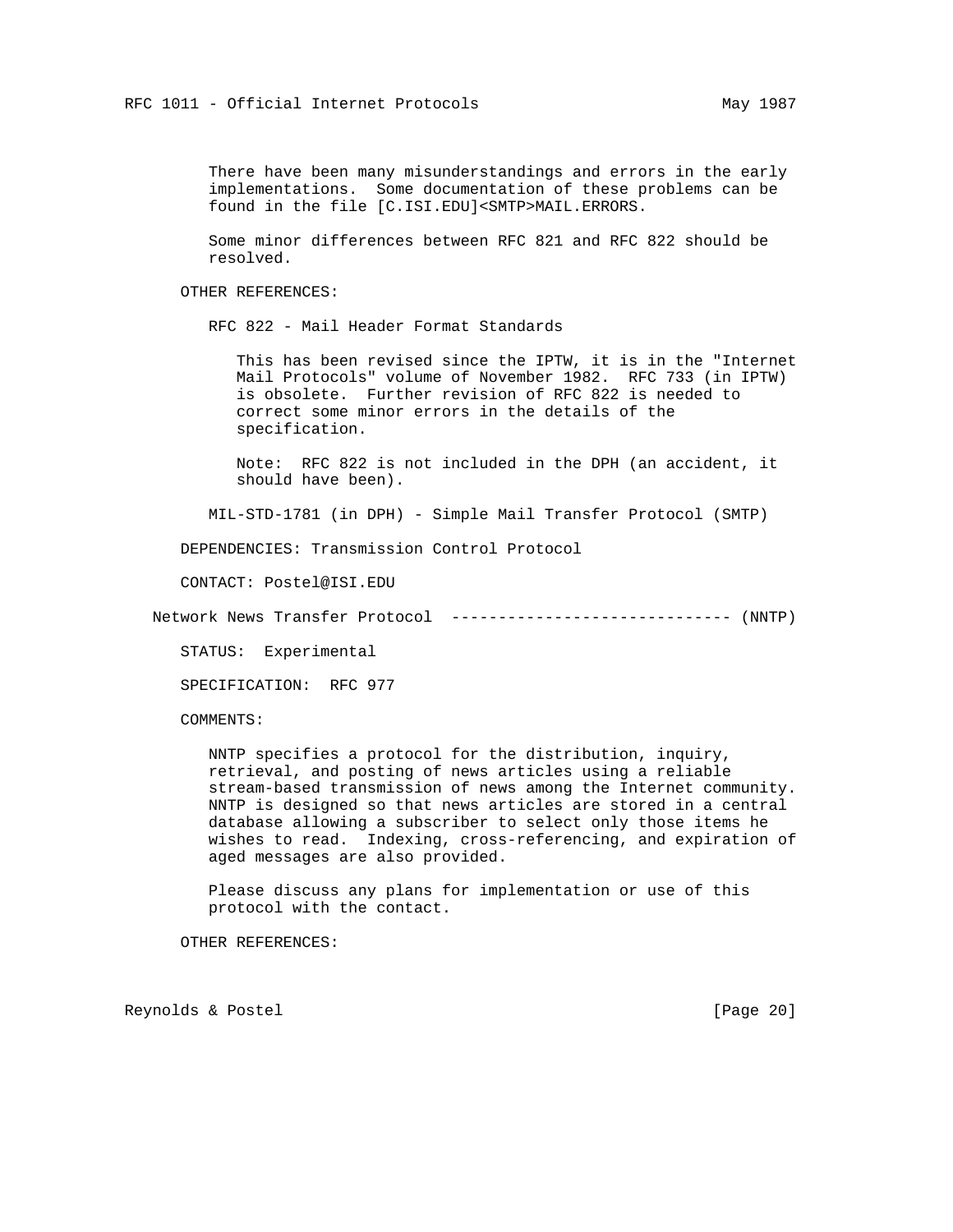There have been many misunderstandings and errors in the early implementations. Some documentation of these problems can be found in the file [C.ISI.EDU]<SMTP>MAIL.ERRORS.

Some minor differences between RFC 821 and RFC 822 should be resolved.

OTHER REFERENCES:

RFC 822 - Mail Header Format Standards

This has been revised since the IPTW, it is in the "Internet Mail Protocols" volume of November 1982. RFC 733 (in IPTW) is obsolete. Further revision of RFC 822 is needed to correct some minor errors in the details of the specification.

Note: RFC 822 is not included in the DPH (an accident, it should have been).

MIL-STD-1781 (in DPH) - Simple Mail Transfer Protocol (SMTP)

DEPENDENCIES: Transmission Control Protocol

CONTACT: Postel@ISI.EDU

Network News Transfer Protocol ------------------------------ (NNTP)

STATUS: Experimental

SPECIFICATION: RFC 977

COMMENTS:

NNTP specifies a protocol for the distribution, inquiry, retrieval, and posting of news articles using a reliable stream-based transmission of news among the Internet community. NNTP is designed so that news articles are stored in a central database allowing a subscriber to select only those items he wishes to read. Indexing, cross-referencing, and expiration of aged messages are also provided.

Please discuss any plans for implementation or use of this protocol with the contact.

OTHER REFERENCES: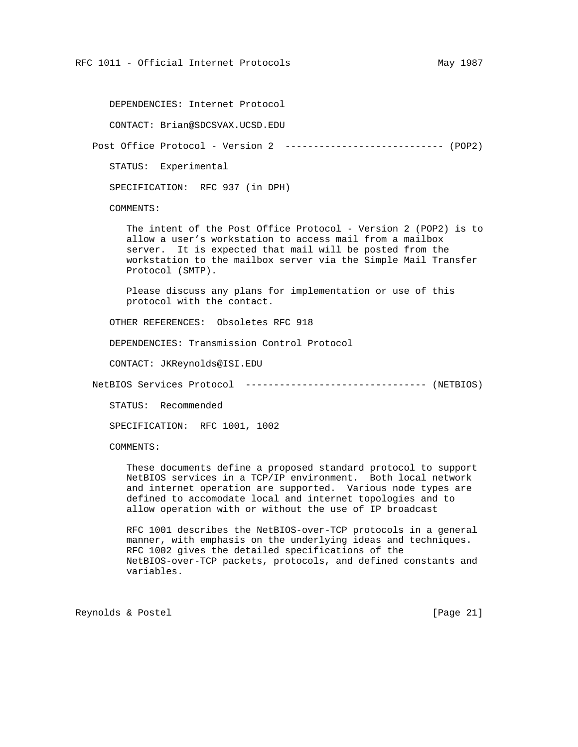DEPENDENCIES: Internet Protocol

CONTACT: Brian@SDCSVAX.UCSD.EDU

Post Office Protocol - Version 2 ---------------------------- (POP2)

STATUS: Experimental

SPECIFICATION: RFC 937 (in DPH)

COMMENTS:

The intent of the Post Office Protocol - Version 2 (POP2) is to allow a user's workstation to access mail from a mailbox server. It is expected that mail will be posted from the workstation to the mailbox server via the Simple Mail Transfer Protocol (SMTP).

Please discuss any plans for implementation or use of this protocol with the contact.

OTHER REFERENCES: Obsoletes RFC 918

DEPENDENCIES: Transmission Control Protocol

CONTACT: JKReynolds@ISI.EDU

NetBIOS Services Protocol -------------------------------- (NETBIOS)

STATUS: Recommended

SPECIFICATION: RFC 1001, 1002

COMMENTS:

These documents define a proposed standard protocol to support NetBIOS services in a TCP/IP environment. Both local network and internet operation are supported. Various node types are defined to accomodate local and internet topologies and to allow operation with or without the use of IP broadcast

RFC 1001 describes the NetBIOS-over-TCP protocols in a general manner, with emphasis on the underlying ideas and techniques. RFC 1002 gives the detailed specifications of the NetBIOS-over-TCP packets, protocols, and defined constants and variables.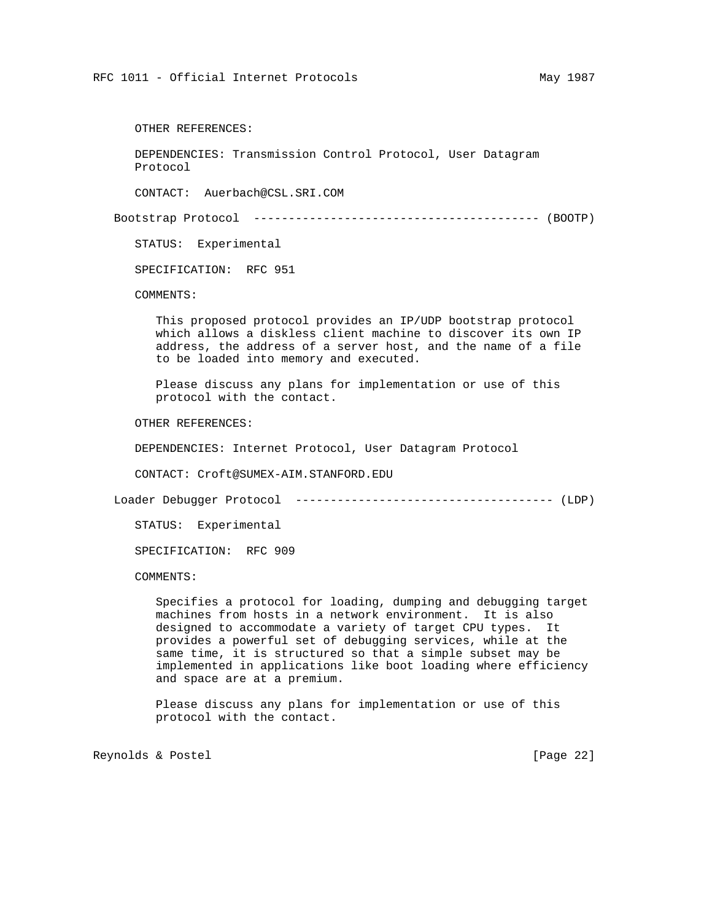OTHER REFERENCES:

DEPENDENCIES: Transmission Control Protocol, User Datagram Protocol

CONTACT: Auerbach@CSL.SRI.COM

## Bootstrap Protocol ---------------------------------------- (BOOTP)

STATUS: Experimental

SPECIFICATION: RFC 951

COMMENTS:

This proposed protocol provides an IP/UDP bootstrap protocol which allows a diskless client machine to discover its own IP address, the address of a server host, and the name of a file to be loaded into memory and executed.

Please discuss any plans for implementation or use of this protocol with the contact.

OTHER REFERENCES:

DEPENDENCIES: Internet Protocol, User Datagram Protocol

CONTACT: Croft@SUMEX-AIM.STANFORD.EDU

## Loader Debugger Protocol ------------------------------------- (LDP)

STATUS: Experimental

SPECIFICATION: RFC 909

COMMENTS:

Specifies a protocol for loading, dumping and debugging target machines from hosts in a network environment. It is also designed to accommodate a variety of target CPU types. It provides a powerful set of debugging services, while at the same time, it is structured so that a simple subset may be implemented in applications like boot loading where efficiency and space are at a premium.

Please discuss any plans for implementation or use of this protocol with the contact.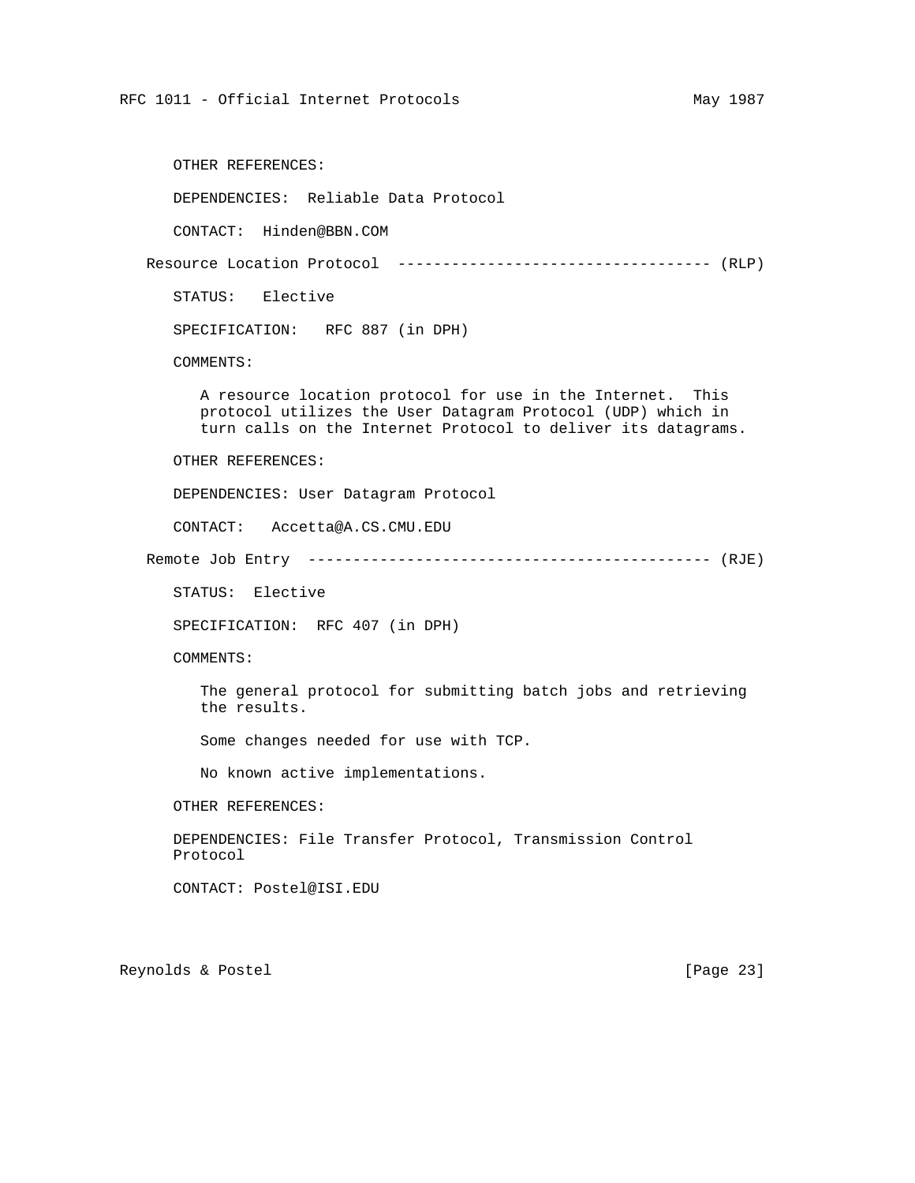OTHER REFERENCES:

DEPENDENCIES: Reliable Data Protocol

CONTACT: Hinden@BBN.COM

Resource Location Protocol ---------------------------------- (RLP)

STATUS: Elective

SPECIFICATION: RFC 887 (in DPH)

COMMENTS:

A resource location protocol for use in the Internet. This protocol utilizes the User Datagram Protocol (UDP) which in turn calls on the Internet Protocol to deliver its datagrams.

OTHER REFERENCES:

DEPENDENCIES: User Datagram Protocol

CONTACT: Accetta@A.CS.CMU.EDU

Remote Job Entry -------------------------------------------- (RJE)

STATUS: Elective

SPECIFICATION: RFC 407 (in DPH)

COMMENTS:

The general protocol for submitting batch jobs and retrieving the results.

Some changes needed for use with TCP.

No known active implementations.

OTHER REFERENCES:

DEPENDENCIES: File Transfer Protocol, Transmission Control Protocol

CONTACT: Postel@ISI.EDU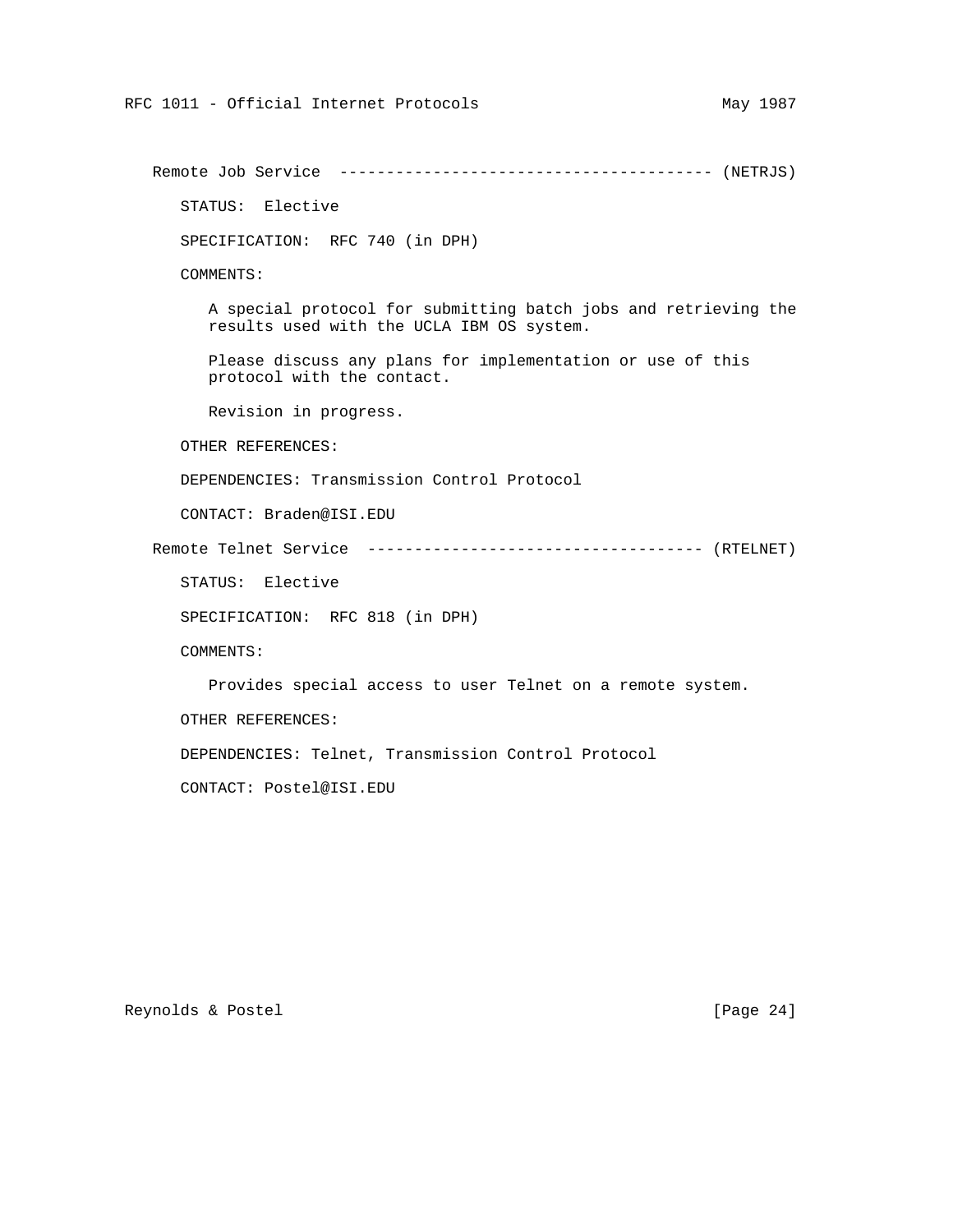Remote Job Service --------------------------------------- (NETRJS)

STATUS: Elective

SPECIFICATION: RFC 740 (in DPH)

COMMENTS:

A special protocol for submitting batch jobs and retrieving the results used with the UCLA IBM OS system.

Please discuss any plans for implementation or use of this protocol with the contact.

Revision in progress.

OTHER REFERENCES:

DEPENDENCIES: Transmission Control Protocol

CONTACT: Braden@ISI.EDU

Remote Telnet Service ------------------------------------ (RTELNET)

STATUS: Elective

SPECIFICATION: RFC 818 (in DPH)

COMMENTS:

Provides special access to user Telnet on a remote system.

OTHER REFERENCES:

DEPENDENCIES: Telnet, Transmission Control Protocol

CONTACT: Postel@ISI.EDU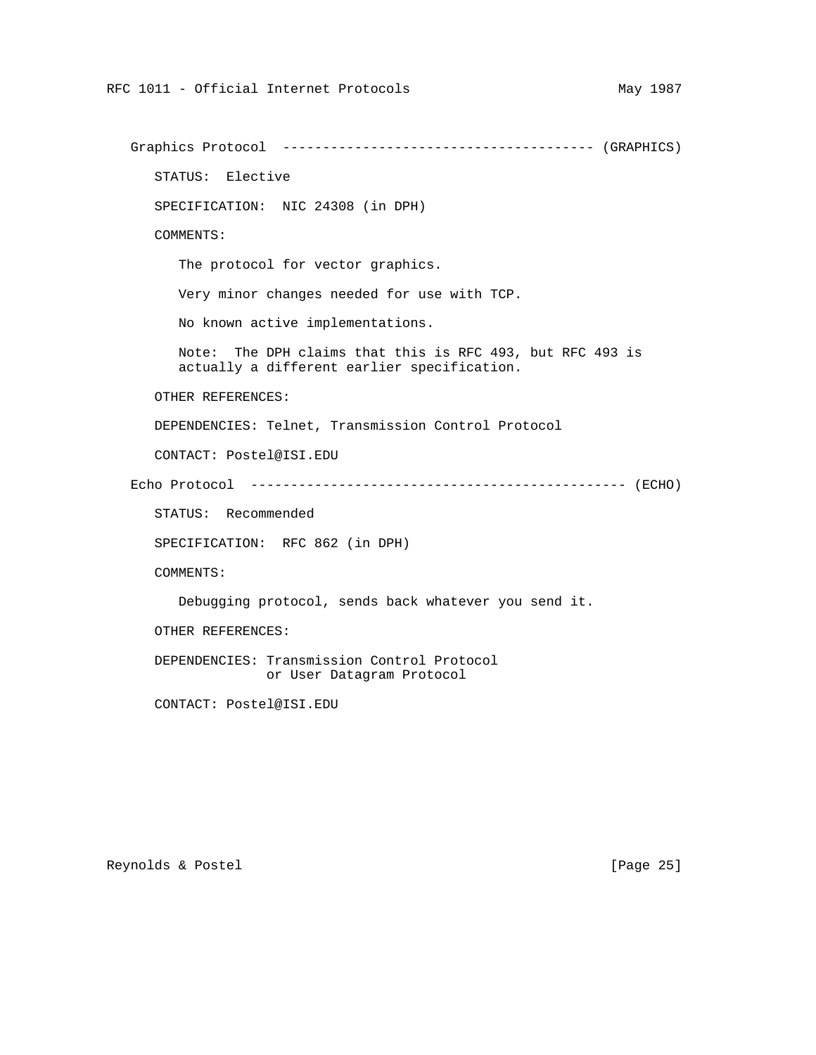## Graphics Protocol -------------------------------------- (GRAPHICS)

STATUS: Elective

SPECIFICATION: NIC 24308 (in DPH)

COMMENTS:

The protocol for vector graphics.

Very minor changes needed for use with TCP.

No known active implementations.

Note: The DPH claims that this is RFC 493, but RFC 493 is actually a different earlier specification.

OTHER REFERENCES:

DEPENDENCIES: Telnet, Transmission Control Protocol

CONTACT: Postel@ISI.EDU

## Echo Protocol ---------------------------------------------- (ECHO)

STATUS: Recommended

SPECIFICATION: RFC 862 (in DPH)

COMMENTS:

Debugging protocol, sends back whatever you send it.

OTHER REFERENCES:

DEPENDENCIES: Transmission Control Protocol
or User Datagram Protocol

CONTACT: Postel@ISI.EDU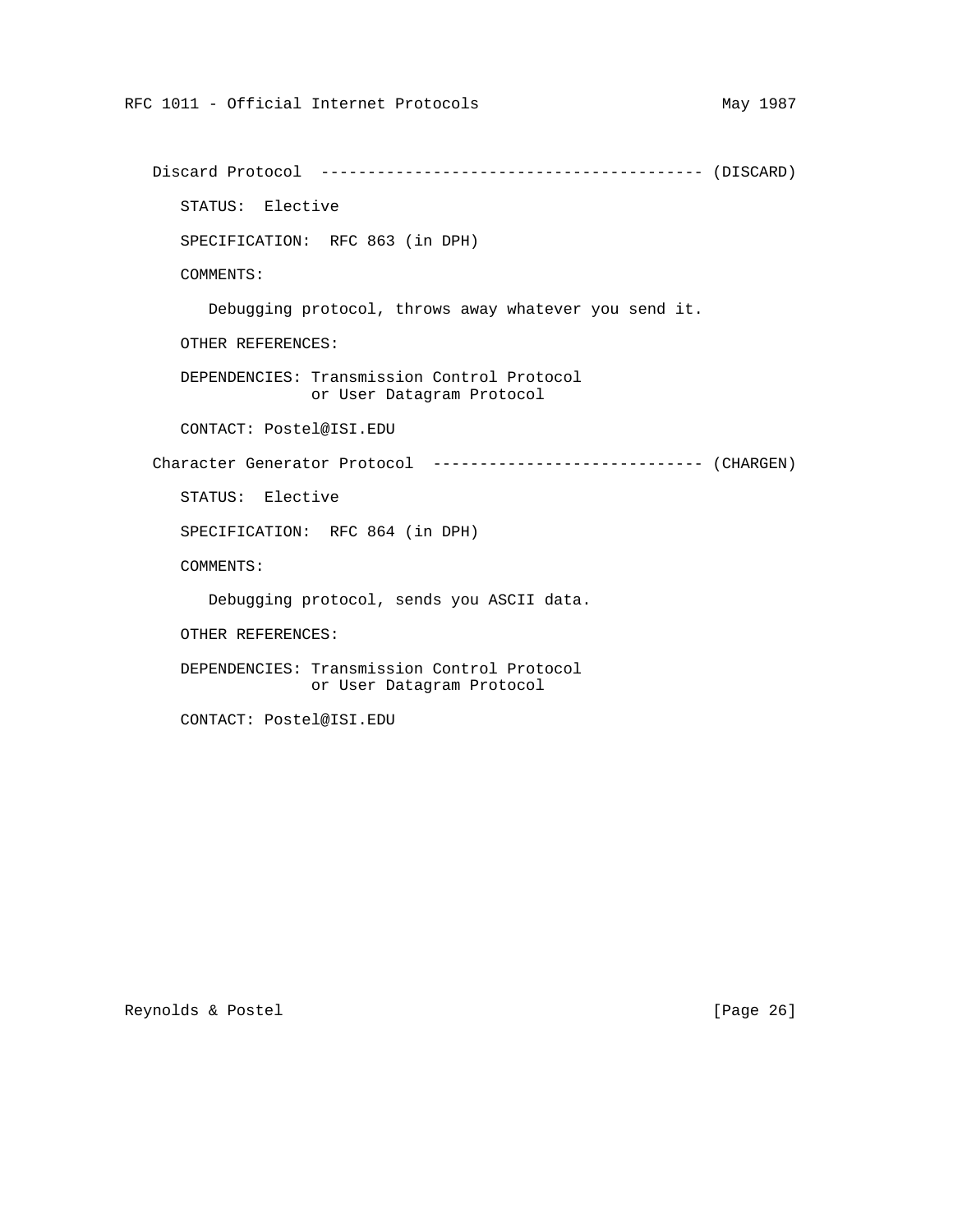## Discard Protocol ---------------------------------------- (DISCARD)

STATUS: Elective

SPECIFICATION: RFC 863 (in DPH)

COMMENTS:

Debugging protocol, throws away whatever you send it.

OTHER REFERENCES:

DEPENDENCIES: Transmission Control Protocol
or User Datagram Protocol

CONTACT: Postel@ISI.EDU

## Character Generator Protocol ----------------------------- (CHARGEN)

STATUS: Elective

SPECIFICATION: RFC 864 (in DPH)

COMMENTS:

Debugging protocol, sends you ASCII data.

OTHER REFERENCES:

DEPENDENCIES: Transmission Control Protocol
or User Datagram Protocol

CONTACT: Postel@ISI.EDU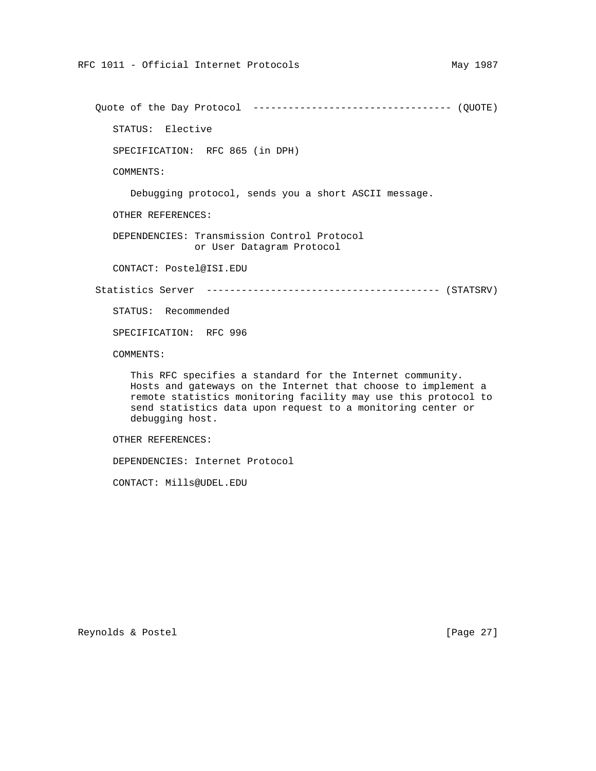Quote of the Day Protocol ---------------------------------- (QUOTE)

STATUS: Elective

SPECIFICATION: RFC 865 (in DPH)

COMMENTS:

Debugging protocol, sends you a short ASCII message.

OTHER REFERENCES:

DEPENDENCIES: Transmission Control Protocol
or User Datagram Protocol

CONTACT: Postel@ISI.EDU

Statistics Server ---------------------------------------- (STATSRV)

STATUS: Recommended

SPECIFICATION: RFC 996

COMMENTS:

This RFC specifies a standard for the Internet community. Hosts and gateways on the Internet that choose to implement a remote statistics monitoring facility may use this protocol to send statistics data upon request to a monitoring center or debugging host.

OTHER REFERENCES:

DEPENDENCIES: Internet Protocol

CONTACT: Mills@UDEL.EDU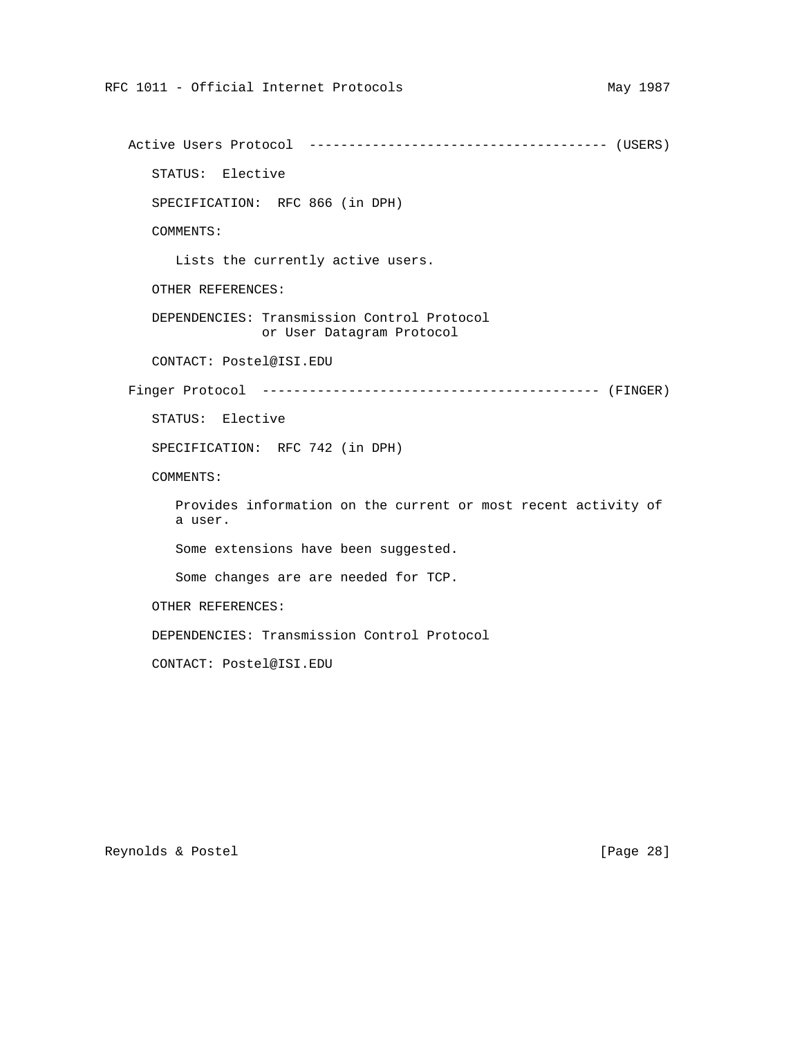## Active Users Protocol ------------------------------------- (USERS)

STATUS: Elective

SPECIFICATION: RFC 866 (in DPH)

COMMENTS:

Lists the currently active users.

OTHER REFERENCES:

DEPENDENCIES: Transmission Control Protocol
or User Datagram Protocol

CONTACT: Postel@ISI.EDU

## Finger Protocol ------------------------------------------- (FINGER)

STATUS: Elective

SPECIFICATION: RFC 742 (in DPH)

COMMENTS:

Provides information on the current or most recent activity of a user.

Some extensions have been suggested.

Some changes are are needed for TCP.

OTHER REFERENCES:

DEPENDENCIES: Transmission Control Protocol

CONTACT: Postel@ISI.EDU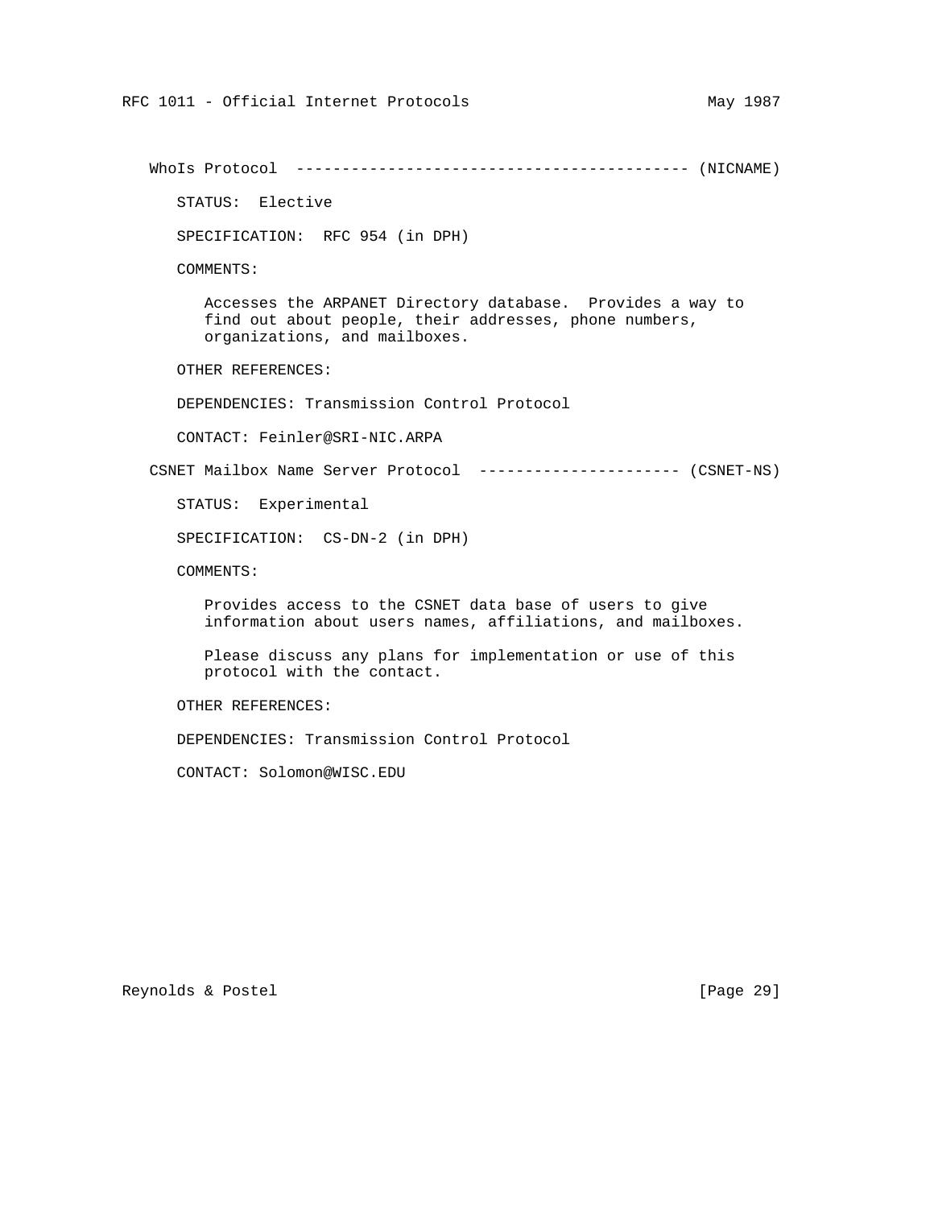WhoIs Protocol ------------------------------------------ (NICNAME)

STATUS: Elective

SPECIFICATION: RFC 954 (in DPH)

COMMENTS:

Accesses the ARPANET Directory database. Provides a way to find out about people, their addresses, phone numbers, organizations, and mailboxes.

OTHER REFERENCES:

DEPENDENCIES: Transmission Control Protocol

CONTACT: Feinler@SRI-NIC.ARPA

CSNET Mailbox Name Server Protocol ---------------------- (CSNET-NS)

STATUS: Experimental

SPECIFICATION: CS-DN-2 (in DPH)

COMMENTS:

Provides access to the CSNET data base of users to give information about users names, affiliations, and mailboxes.

Please discuss any plans for implementation or use of this protocol with the contact.

OTHER REFERENCES:

DEPENDENCIES: Transmission Control Protocol

CONTACT: Solomon@WISC.EDU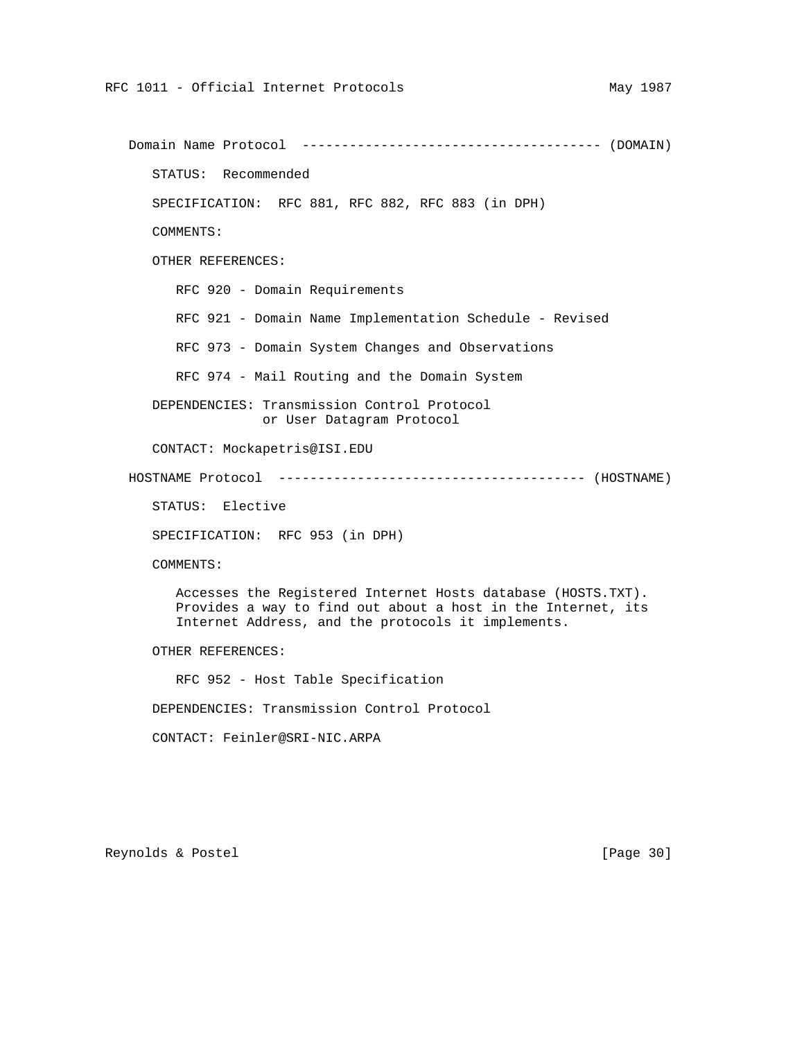Domain Name Protocol ------------------------------------- (DOMAIN)

STATUS: Recommended

SPECIFICATION: RFC 881, RFC 882, RFC 883 (in DPH)

COMMENTS:

OTHER REFERENCES:

RFC 920 - Domain Requirements

RFC 921 - Domain Name Implementation Schedule - Revised

RFC 973 - Domain System Changes and Observations

RFC 974 - Mail Routing and the Domain System

DEPENDENCIES: Transmission Control Protocol
or User Datagram Protocol

CONTACT: Mockapetris@ISI.EDU

HOSTNAME Protocol -------------------------------------- (HOSTNAME)

STATUS: Elective

SPECIFICATION: RFC 953 (in DPH)

COMMENTS:

Accesses the Registered Internet Hosts database (HOSTS.TXT). Provides a way to find out about a host in the Internet, its Internet Address, and the protocols it implements.

OTHER REFERENCES:

RFC 952 - Host Table Specification

DEPENDENCIES: Transmission Control Protocol

CONTACT: Feinler@SRI-NIC.ARPA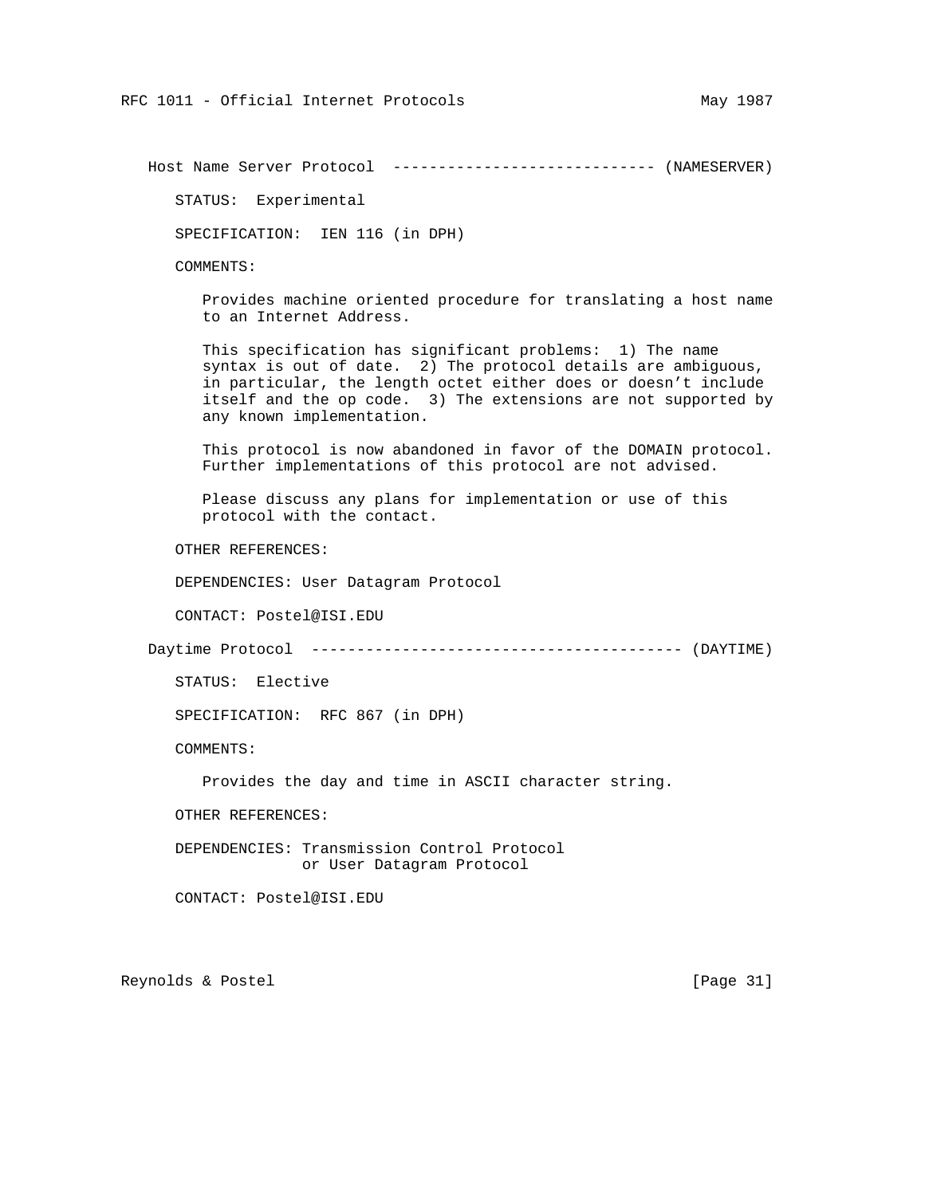## Host Name Server Protocol ----------------------------- (NAMESERVER)

STATUS: Experimental

SPECIFICATION: IEN 116 (in DPH)

COMMENTS:

Provides machine oriented procedure for translating a host name to an Internet Address.

This specification has significant problems: 1) The name syntax is out of date. 2) The protocol details are ambiguous, in particular, the length octet either does or doesn't include itself and the op code. 3) The extensions are not supported by any known implementation.

This protocol is now abandoned in favor of the DOMAIN protocol. Further implementations of this protocol are not advised.

Please discuss any plans for implementation or use of this protocol with the contact.

OTHER REFERENCES:

DEPENDENCIES: User Datagram Protocol

CONTACT: Postel@ISI.EDU

## Daytime Protocol ----------------------------------------- (DAYTIME)

STATUS: Elective

SPECIFICATION: RFC 867 (in DPH)

COMMENTS:

Provides the day and time in ASCII character string.

OTHER REFERENCES:

DEPENDENCIES: Transmission Control Protocol
or User Datagram Protocol

CONTACT: Postel@ISI.EDU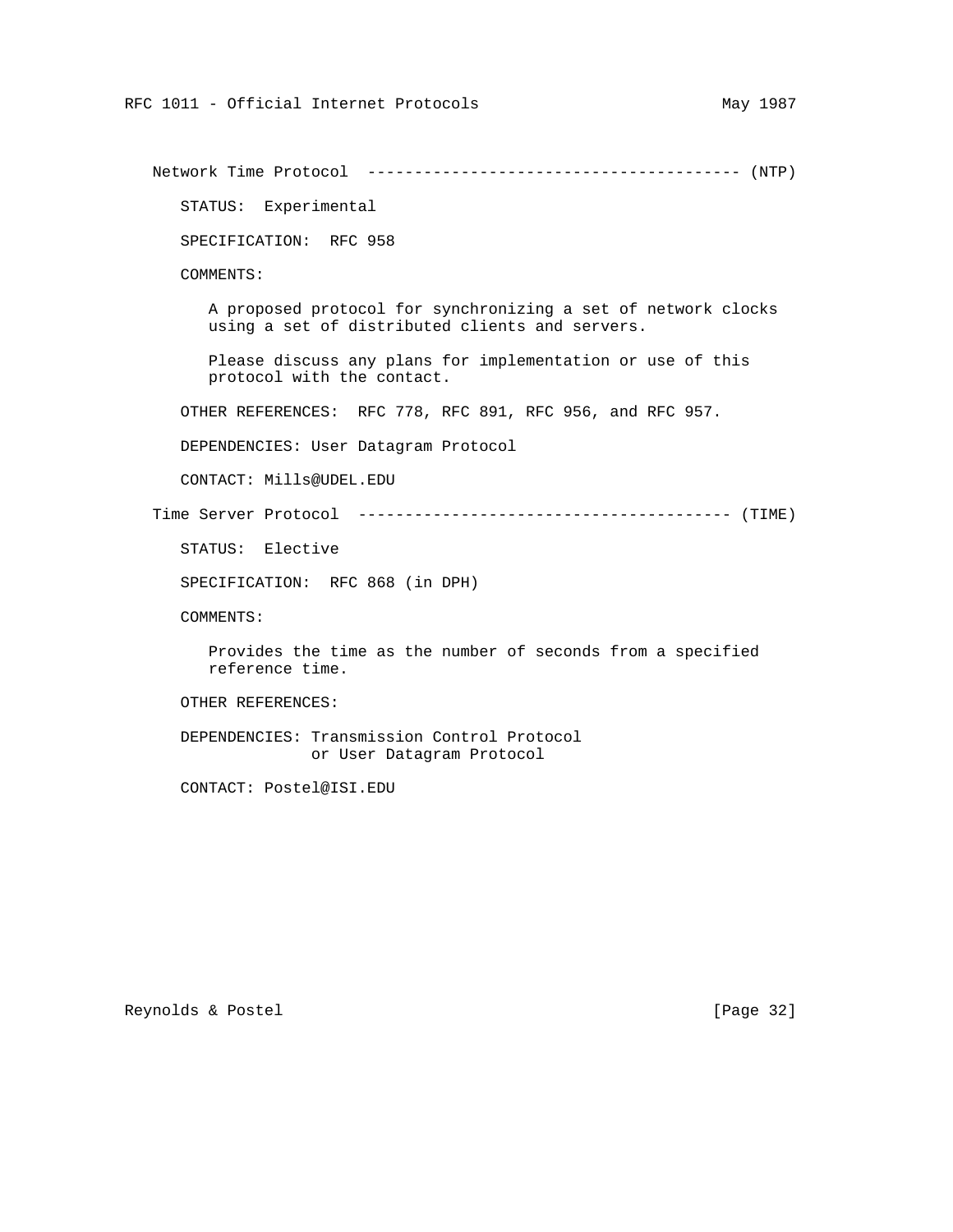Network Time Protocol --------------------------------------- (NTP)

STATUS: Experimental

SPECIFICATION: RFC 958

COMMENTS:

A proposed protocol for synchronizing a set of network clocks using a set of distributed clients and servers.

Please discuss any plans for implementation or use of this protocol with the contact.

OTHER REFERENCES: RFC 778, RFC 891, RFC 956, and RFC 957.

DEPENDENCIES: User Datagram Protocol

CONTACT: Mills@UDEL.EDU

Time Server Protocol --------------------------------------- (TIME)

STATUS: Elective

SPECIFICATION: RFC 868 (in DPH)

COMMENTS:

Provides the time as the number of seconds from a specified reference time.

OTHER REFERENCES:

DEPENDENCIES: Transmission Control Protocol
or User Datagram Protocol

CONTACT: Postel@ISI.EDU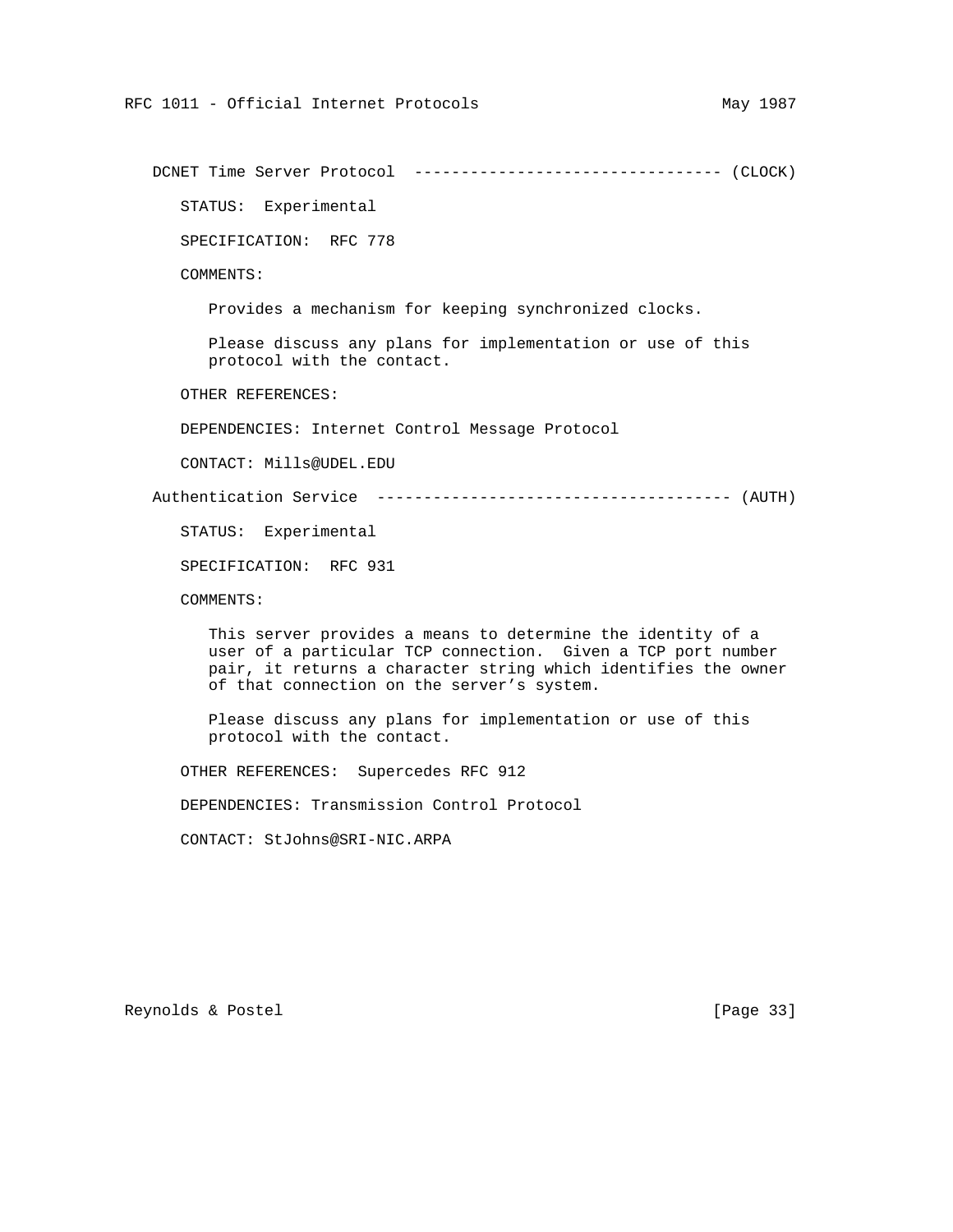## DCNET Time Server Protocol -------------------------------- (CLOCK)

STATUS: Experimental

SPECIFICATION: RFC 778

COMMENTS:

Provides a mechanism for keeping synchronized clocks.

Please discuss any plans for implementation or use of this protocol with the contact.

OTHER REFERENCES:

DEPENDENCIES: Internet Control Message Protocol

CONTACT: Mills@UDEL.EDU

## Authentication Service ------------------------------------- (AUTH)

STATUS: Experimental

SPECIFICATION: RFC 931

COMMENTS:

This server provides a means to determine the identity of a user of a particular TCP connection. Given a TCP port number pair, it returns a character string which identifies the owner of that connection on the server’s system.

Please discuss any plans for implementation or use of this protocol with the contact.

OTHER REFERENCES: Supercedes RFC 912

DEPENDENCIES: Transmission Control Protocol

CONTACT: StJohns@SRI-NIC.ARPA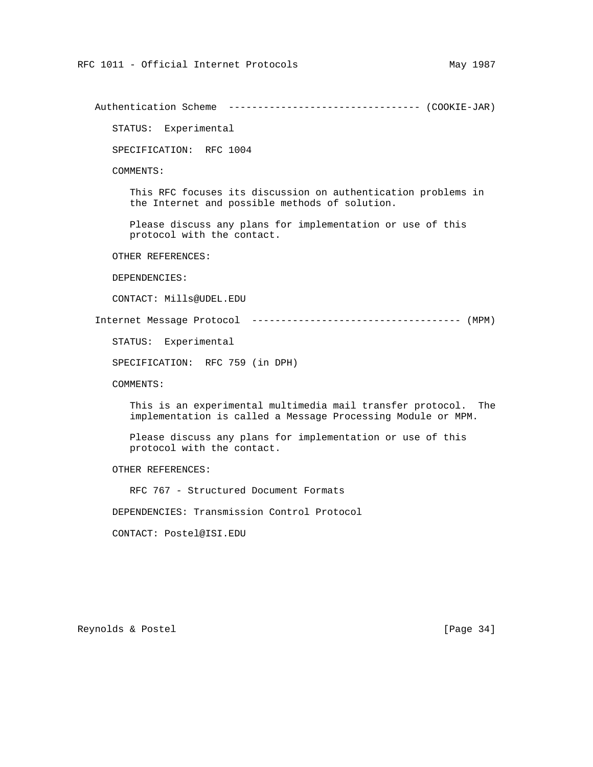### Authentication Scheme --------------------------------- (COOKIE-JAR)

STATUS: Experimental

SPECIFICATION: RFC 1004

COMMENTS:

This RFC focuses its discussion on authentication problems in the Internet and possible methods of solution.

Please discuss any plans for implementation or use of this protocol with the contact.

OTHER REFERENCES:

DEPENDENCIES:

CONTACT: Mills@UDEL.EDU

### Internet Message Protocol ------------------------------------ (MPM)

STATUS: Experimental

SPECIFICATION: RFC 759 (in DPH)

COMMENTS:

This is an experimental multimedia mail transfer protocol. The implementation is called a Message Processing Module or MPM.

Please discuss any plans for implementation or use of this protocol with the contact.

OTHER REFERENCES:

RFC 767 - Structured Document Formats

DEPENDENCIES: Transmission Control Protocol

CONTACT: Postel@ISI.EDU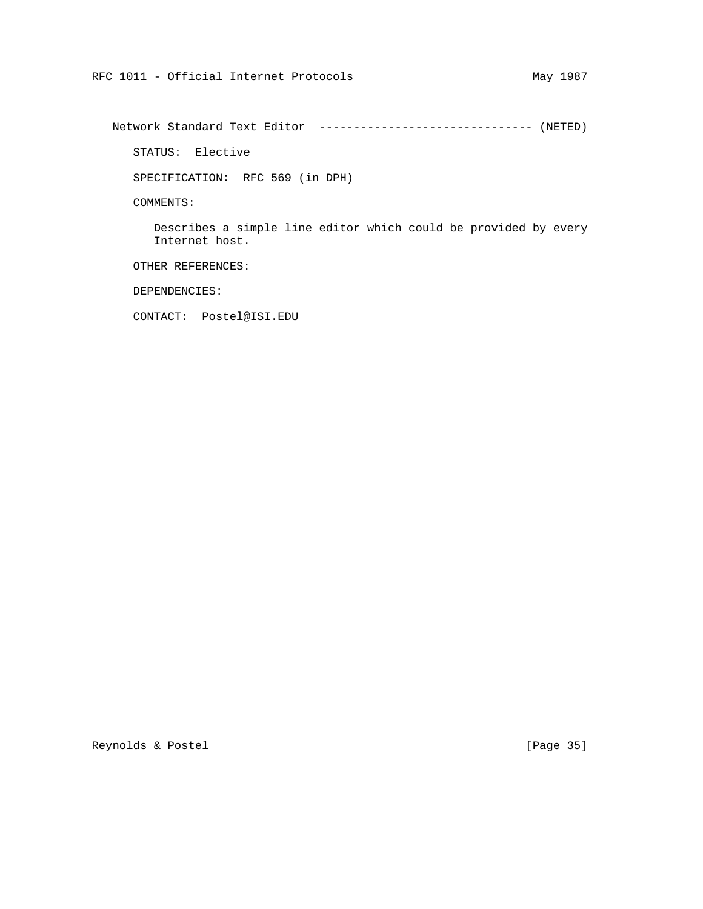Network Standard Text Editor ------------------------------- (NETED)

STATUS: Elective

SPECIFICATION: RFC 569 (in DPH)

COMMENTS:

Describes a simple line editor which could be provided by every Internet host.

OTHER REFERENCES:

DEPENDENCIES:

CONTACT: Postel@ISI.EDU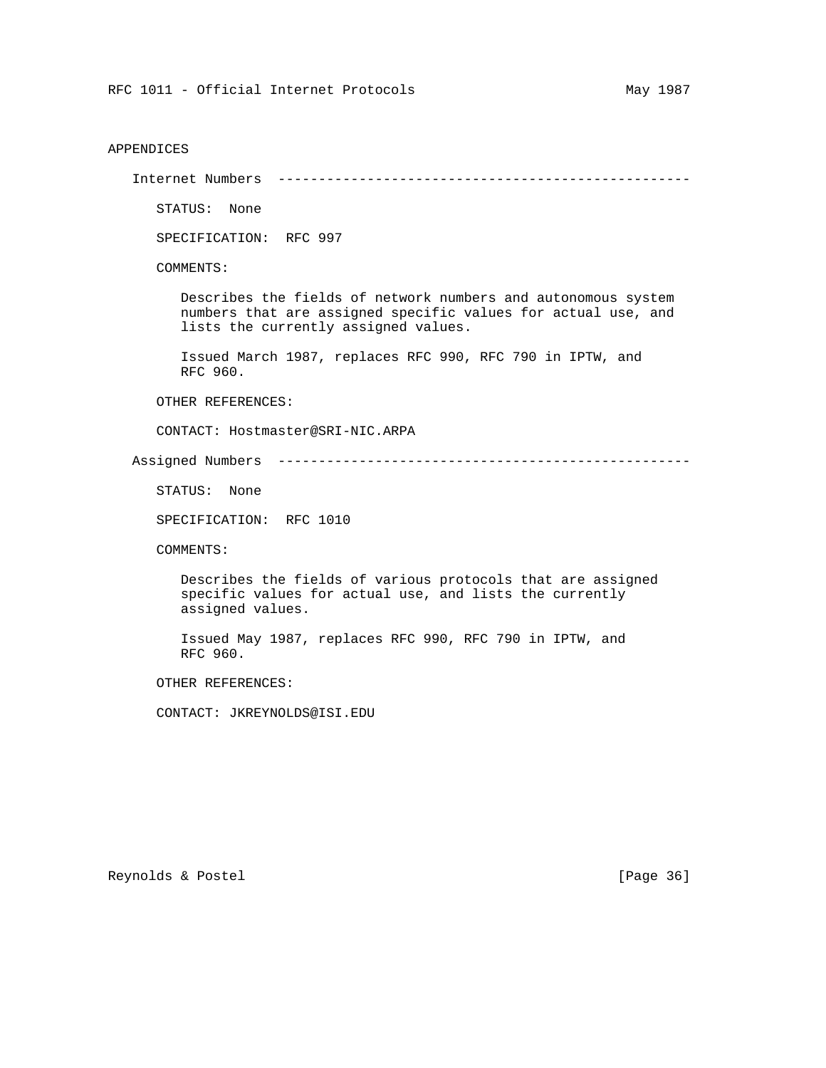## APPENDICES

### Internet Numbers

STATUS: None

SPECIFICATION: RFC 997

COMMENTS:

Describes the fields of network numbers and autonomous system numbers that are assigned specific values for actual use, and lists the currently assigned values.

Issued March 1987, replaces RFC 990, RFC 790 in IPTW, and RFC 960.

OTHER REFERENCES:

CONTACT: Hostmaster@SRI-NIC.ARPA

### Assigned Numbers

STATUS: None

SPECIFICATION: RFC 1010

COMMENTS:

Describes the fields of various protocols that are assigned specific values for actual use, and lists the currently assigned values.

Issued May 1987, replaces RFC 990, RFC 790 in IPTW, and RFC 960.

OTHER REFERENCES:

CONTACT: JKREYNOLDS@ISI.EDU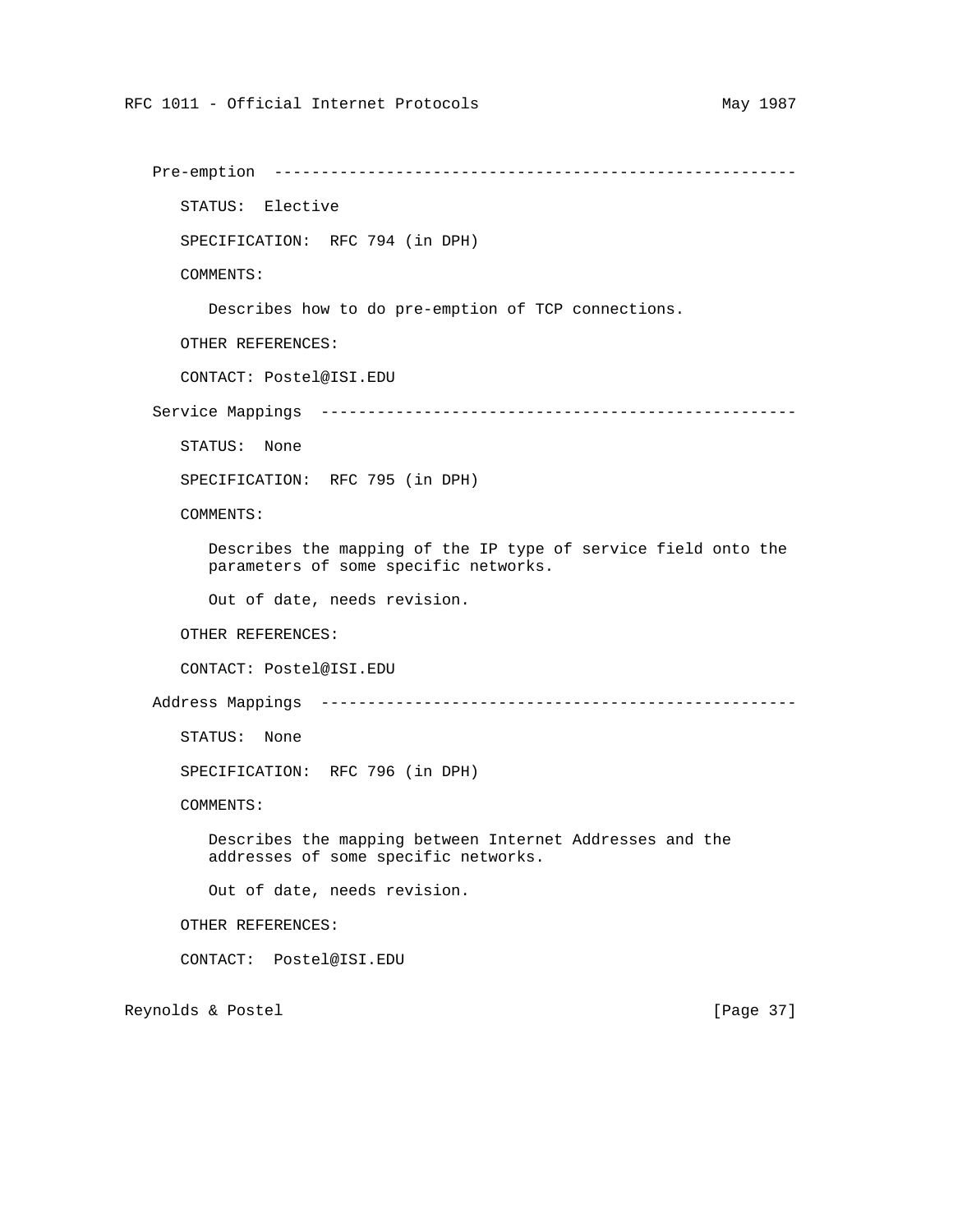### Pre-emption

STATUS: Elective

SPECIFICATION: RFC 794 (in DPH)

COMMENTS:

Describes how to do pre-emption of TCP connections.

OTHER REFERENCES:

CONTACT: Postel@ISI.EDU

### Service Mappings

STATUS: None

SPECIFICATION: RFC 795 (in DPH)

COMMENTS:

Describes the mapping of the IP type of service field onto the parameters of some specific networks.

Out of date, needs revision.

OTHER REFERENCES:

CONTACT: Postel@ISI.EDU

### Address Mappings

STATUS: None

SPECIFICATION: RFC 796 (in DPH)

COMMENTS:

Describes the mapping between Internet Addresses and the addresses of some specific networks.

Out of date, needs revision.

OTHER REFERENCES:

CONTACT: Postel@ISI.EDU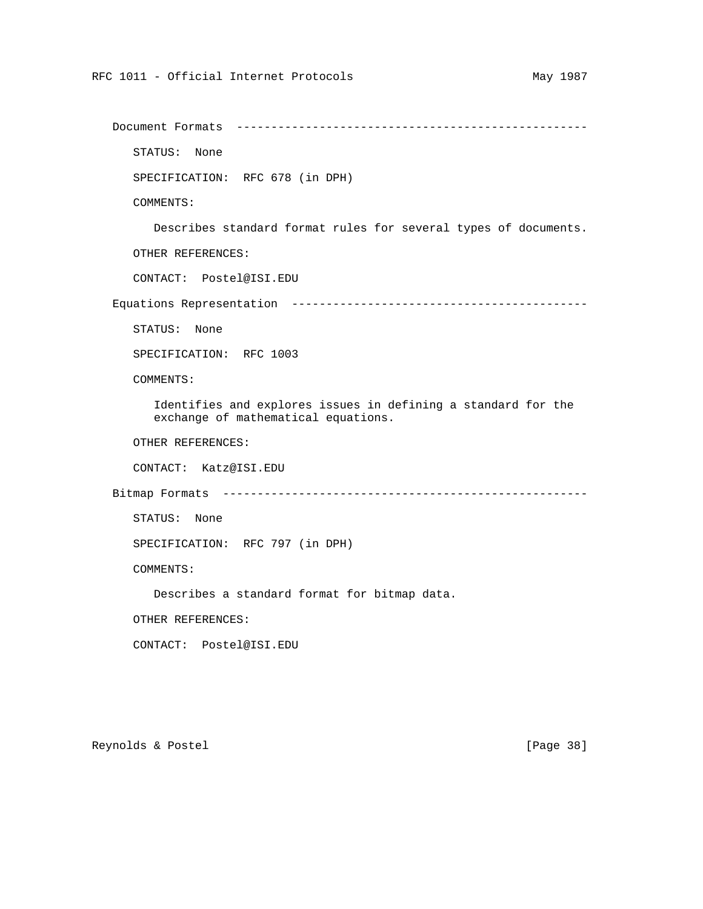### Document Formats

STATUS: None

SPECIFICATION: RFC 678 (in DPH)

COMMENTS:

Describes standard format rules for several types of documents.

OTHER REFERENCES:

CONTACT: Postel@ISI.EDU

### Equations Representation

STATUS: None

SPECIFICATION: RFC 1003

COMMENTS:

Identifies and explores issues in defining a standard for the exchange of mathematical equations.

OTHER REFERENCES:

CONTACT: Katz@ISI.EDU

### Bitmap Formats

STATUS: None

SPECIFICATION: RFC 797 (in DPH)

COMMENTS:

Describes a standard format for bitmap data.

OTHER REFERENCES:

CONTACT: Postel@ISI.EDU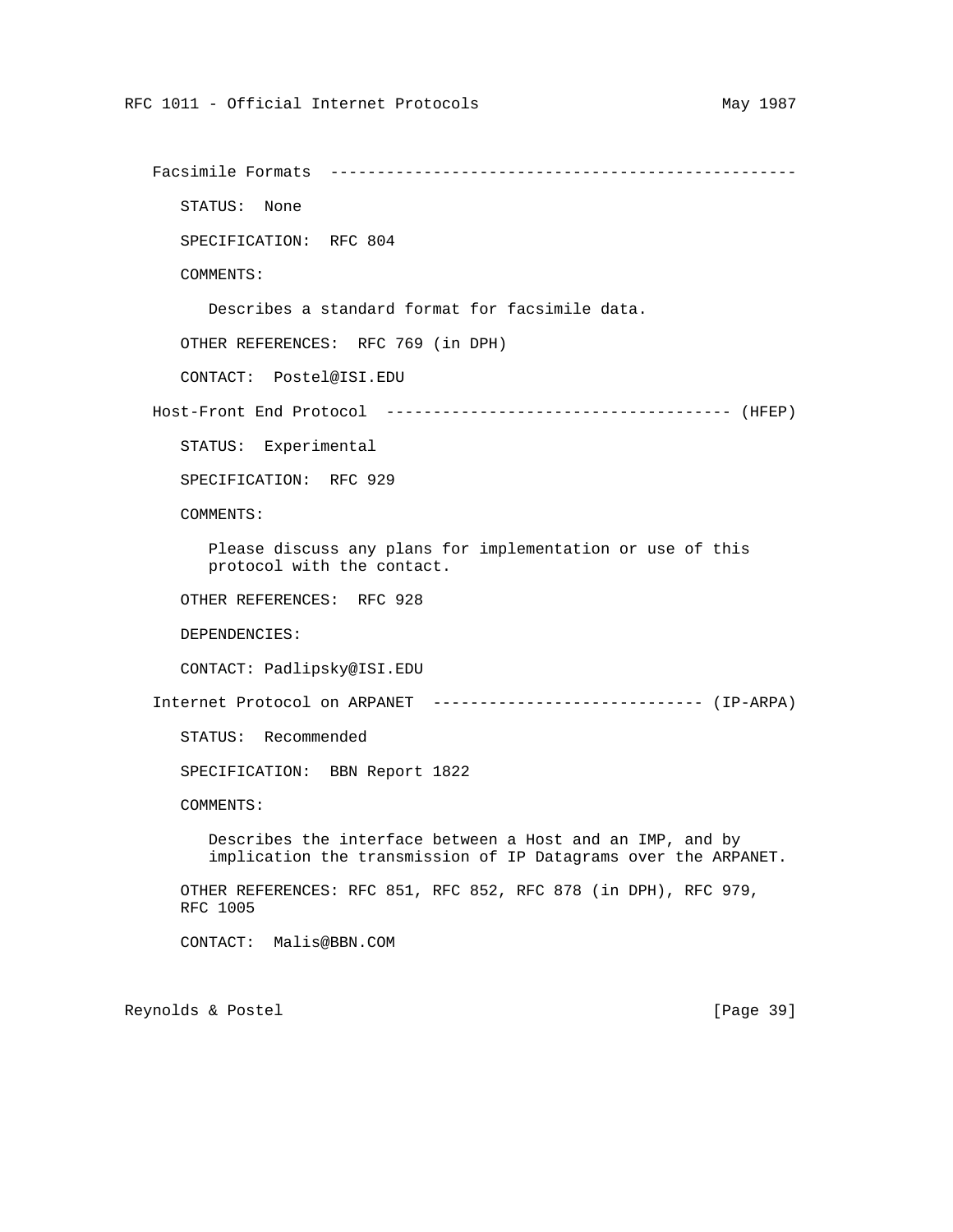## Facsimile Formats

STATUS: None

SPECIFICATION: RFC 804

COMMENTS:

Describes a standard format for facsimile data.

OTHER REFERENCES: RFC 769 (in DPH)

CONTACT: Postel@ISI.EDU

## Host-Front End Protocol (HFEP)

STATUS: Experimental

SPECIFICATION: RFC 929

COMMENTS:

Please discuss any plans for implementation or use of this protocol with the contact.

OTHER REFERENCES: RFC 928

DEPENDENCIES:

CONTACT: Padlipsky@ISI.EDU

## Internet Protocol on ARPANET (IP-ARPA)

STATUS: Recommended

SPECIFICATION: BBN Report 1822

COMMENTS:

Describes the interface between a Host and an IMP, and by implication the transmission of IP Datagrams over the ARPANET.

OTHER REFERENCES: RFC 851, RFC 852, RFC 878 (in DPH), RFC 979, RFC 1005

CONTACT: Malis@BBN.COM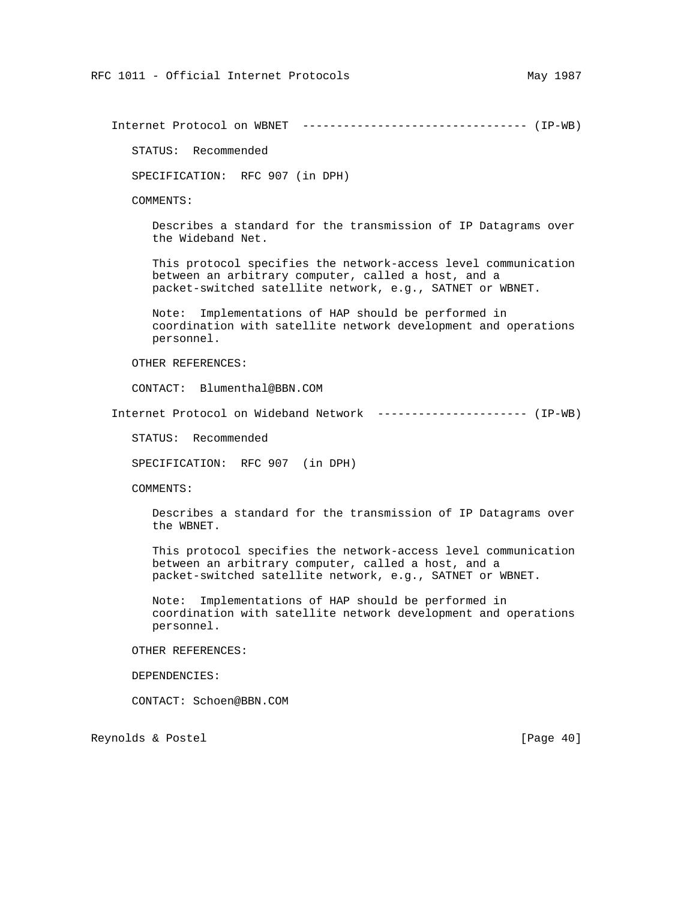Internet Protocol on WBNET  -------------------------------- (IP-WB)

STATUS:  Recommended

SPECIFICATION:  RFC 907 (in DPH)

COMMENTS:

Describes a standard for the transmission of IP Datagrams over the Wideband Net.

This protocol specifies the network-access level communication between an arbitrary computer, called a host, and a packet-switched satellite network, e.g., SATNET or WBNET.

Note:  Implementations of HAP should be performed in coordination with satellite network development and operations personnel.

OTHER REFERENCES:

CONTACT:  Blumenthal@BBN.COM

Internet Protocol on Wideband Network  ---------------------- (IP-WB)

STATUS:  Recommended

SPECIFICATION:  RFC 907  (in DPH)

COMMENTS:

Describes a standard for the transmission of IP Datagrams over the WBNET.

This protocol specifies the network-access level communication between an arbitrary computer, called a host, and a packet-switched satellite network, e.g., SATNET or WBNET.

Note:  Implementations of HAP should be performed in coordination with satellite network development and operations personnel.

OTHER REFERENCES:

DEPENDENCIES:

CONTACT: Schoen@BBN.COM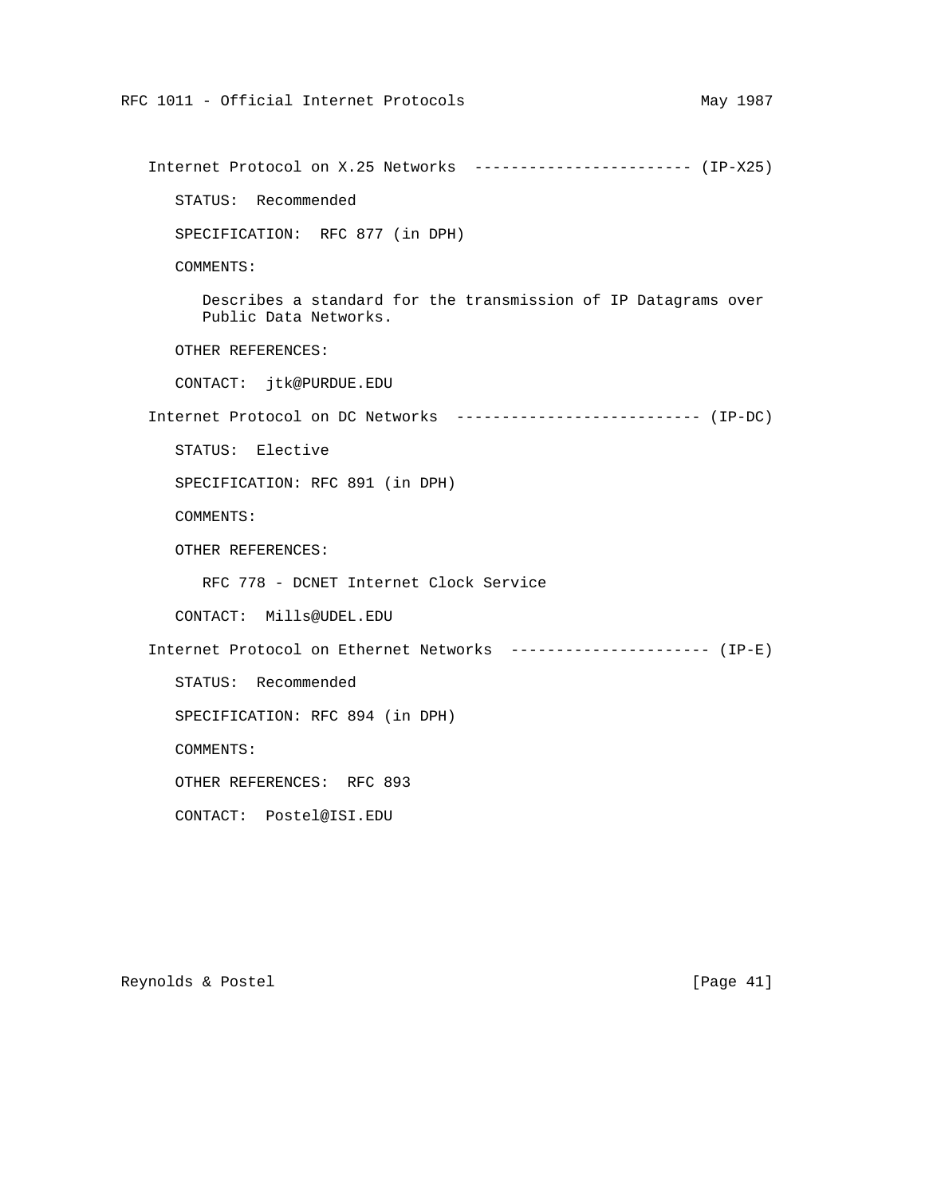Internet Protocol on X.25 Networks ------------------------ (IP-X25)

STATUS: Recommended

SPECIFICATION: RFC 877 (in DPH)

COMMENTS:

Describes a standard for the transmission of IP Datagrams over Public Data Networks.

OTHER REFERENCES:

CONTACT: jtk@PURDUE.EDU

Internet Protocol on DC Networks --------------------------- (IP-DC)

STATUS: Elective

SPECIFICATION: RFC 891 (in DPH)

COMMENTS:

OTHER REFERENCES:

RFC 778 - DCNET Internet Clock Service

CONTACT: Mills@UDEL.EDU

Internet Protocol on Ethernet Networks ---------------------- (IP-E)

STATUS: Recommended

SPECIFICATION: RFC 894 (in DPH)

COMMENTS:

OTHER REFERENCES: RFC 893

CONTACT: Postel@ISI.EDU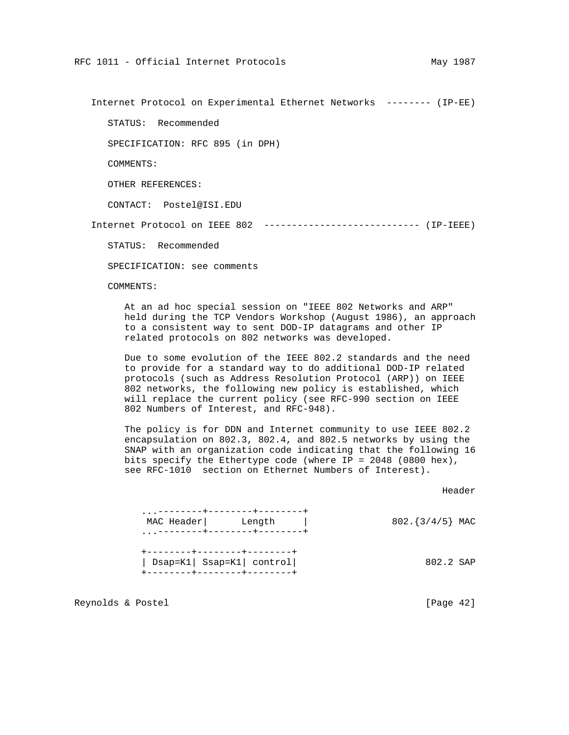Internet Protocol on Experimental Ethernet Networks -------- (IP-EE)

STATUS: Recommended

SPECIFICATION: RFC 895 (in DPH)

COMMENTS:

OTHER REFERENCES:

CONTACT: Postel@ISI.EDU

Internet Protocol on IEEE 802 ---------------------------- (IP-IEEE)

STATUS: Recommended

SPECIFICATION: see comments

COMMENTS:

At an ad hoc special session on "IEEE 802 Networks and ARP" held during the TCP Vendors Workshop (August 1986), an approach to a consistent way to sent DOD-IP datagrams and other IP related protocols on 802 networks was developed.

Due to some evolution of the IEEE 802.2 standards and the need to provide for a standard way to do additional DOD-IP related protocols (such as Address Resolution Protocol (ARP)) on IEEE 802 networks, the following new policy is established, which will replace the current policy (see RFC-990 section on IEEE 802 Numbers of Interest, and RFC-948).

The policy is for DDN and Internet community to use IEEE 802.2 encapsulation on 802.3, 802.4, and 802.5 networks by using the SNAP with an organization code indicating that the following 16 bits specify the Ethertype code (where IP = 2048 (0800 hex), see RFC-1010 section on Ethernet Numbers of Interest).

```
                                                          Header

   ...--------+--------+--------+
    MAC Header|      Length     |                  802.{3/4/5} MAC
   ...--------+--------+--------+

   +--------+--------+--------+
   | Dsap=K1| Ssap=K1| control|                       802.2 SAP
   +--------+--------+--------+
```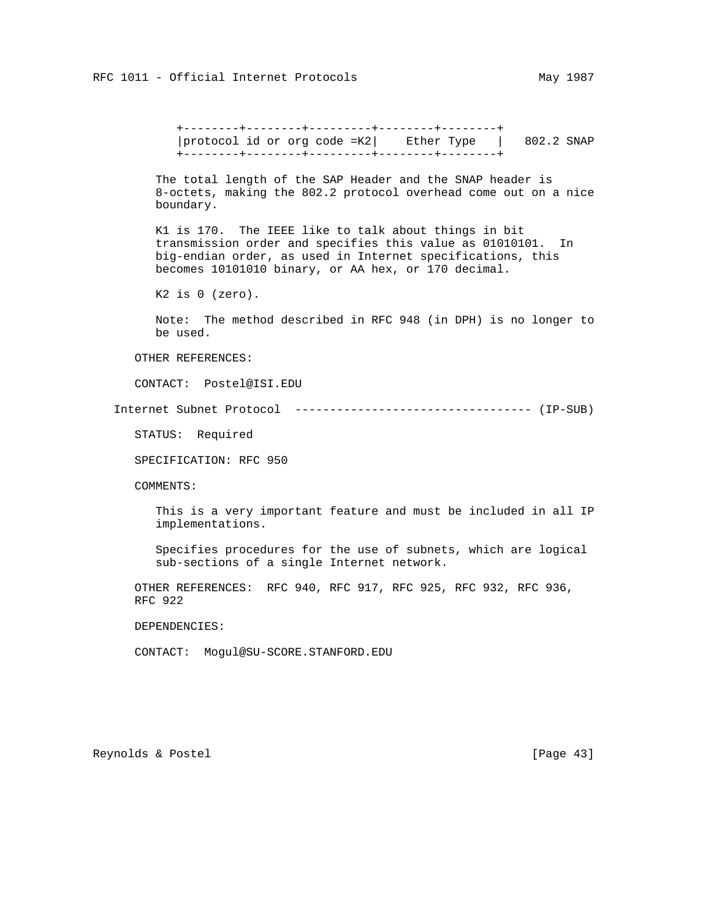```
+--------+--------+---------+--------+--------+
|protocol id or org code =K2|    Ether Type   |   802.2 SNAP
+--------+--------+---------+--------+--------+
```

The total length of the SAP Header and the SNAP header is 8-octets, making the 802.2 protocol overhead come out on a nice boundary.

K1 is 170. The IEEE like to talk about things in bit transmission order and specifies this value as 01010101. In big-endian order, as used in Internet specifications, this becomes 10101010 binary, or AA hex, or 170 decimal.

K2 is 0 (zero).

Note: The method described in RFC 948 (in DPH) is no longer to be used.

OTHER REFERENCES:

CONTACT: Postel@ISI.EDU

## Internet Subnet Protocol ---------------------------------- (IP-SUB)

STATUS: Required

SPECIFICATION: RFC 950

COMMENTS:

This is a very important feature and must be included in all IP implementations.

Specifies procedures for the use of subnets, which are logical sub-sections of a single Internet network.

OTHER REFERENCES: RFC 940, RFC 917, RFC 925, RFC 932, RFC 936, RFC 922

DEPENDENCIES:

CONTACT: Mogul@SU-SCORE.STANFORD.EDU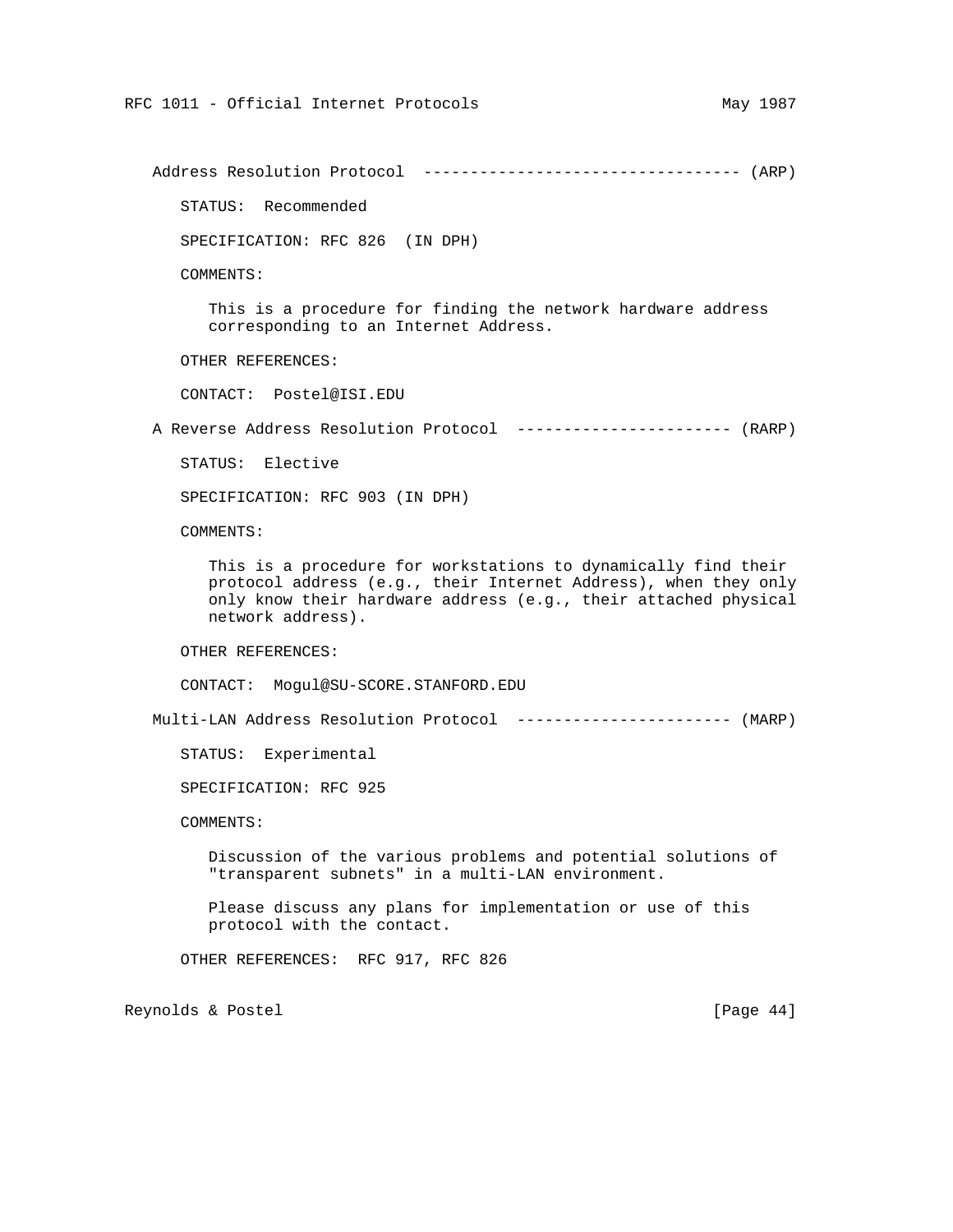### Address Resolution Protocol ---------------------------------- (ARP)

STATUS: Recommended

SPECIFICATION: RFC 826 (IN DPH)

COMMENTS:

This is a procedure for finding the network hardware address corresponding to an Internet Address.

OTHER REFERENCES:

CONTACT: Postel@ISI.EDU

### A Reverse Address Resolution Protocol ----------------------- (RARP)

STATUS: Elective

SPECIFICATION: RFC 903 (IN DPH)

COMMENTS:

This is a procedure for workstations to dynamically find their protocol address (e.g., their Internet Address), when they only only know their hardware address (e.g., their attached physical network address).

OTHER REFERENCES:

CONTACT: Mogul@SU-SCORE.STANFORD.EDU

### Multi-LAN Address Resolution Protocol ----------------------- (MARP)

STATUS: Experimental

SPECIFICATION: RFC 925

COMMENTS:

Discussion of the various problems and potential solutions of "transparent subnets" in a multi-LAN environment.

Please discuss any plans for implementation or use of this protocol with the contact.

OTHER REFERENCES: RFC 917, RFC 826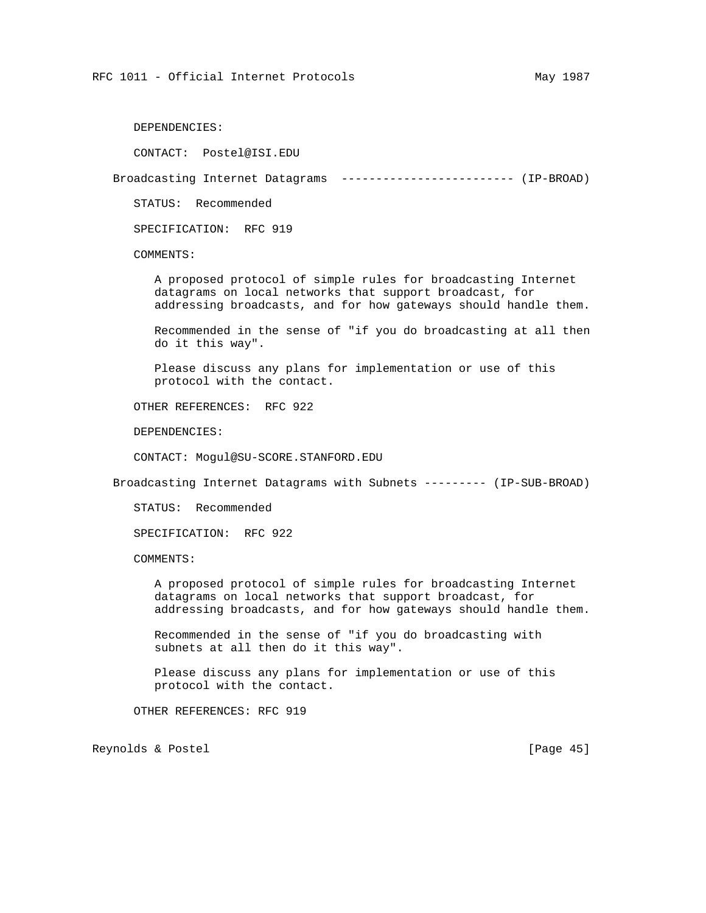DEPENDENCIES:

CONTACT: Postel@ISI.EDU

Broadcasting Internet Datagrams ------------------------- (IP-BROAD)

STATUS: Recommended

SPECIFICATION: RFC 919

COMMENTS:

A proposed protocol of simple rules for broadcasting Internet datagrams on local networks that support broadcast, for addressing broadcasts, and for how gateways should handle them.

Recommended in the sense of "if you do broadcasting at all then do it this way".

Please discuss any plans for implementation or use of this protocol with the contact.

OTHER REFERENCES: RFC 922

DEPENDENCIES:

CONTACT: Mogul@SU-SCORE.STANFORD.EDU

Broadcasting Internet Datagrams with Subnets --------- (IP-SUB-BROAD)

STATUS: Recommended

SPECIFICATION: RFC 922

COMMENTS:

A proposed protocol of simple rules for broadcasting Internet datagrams on local networks that support broadcast, for addressing broadcasts, and for how gateways should handle them.

Recommended in the sense of "if you do broadcasting with subnets at all then do it this way".

Please discuss any plans for implementation or use of this protocol with the contact.

OTHER REFERENCES: RFC 919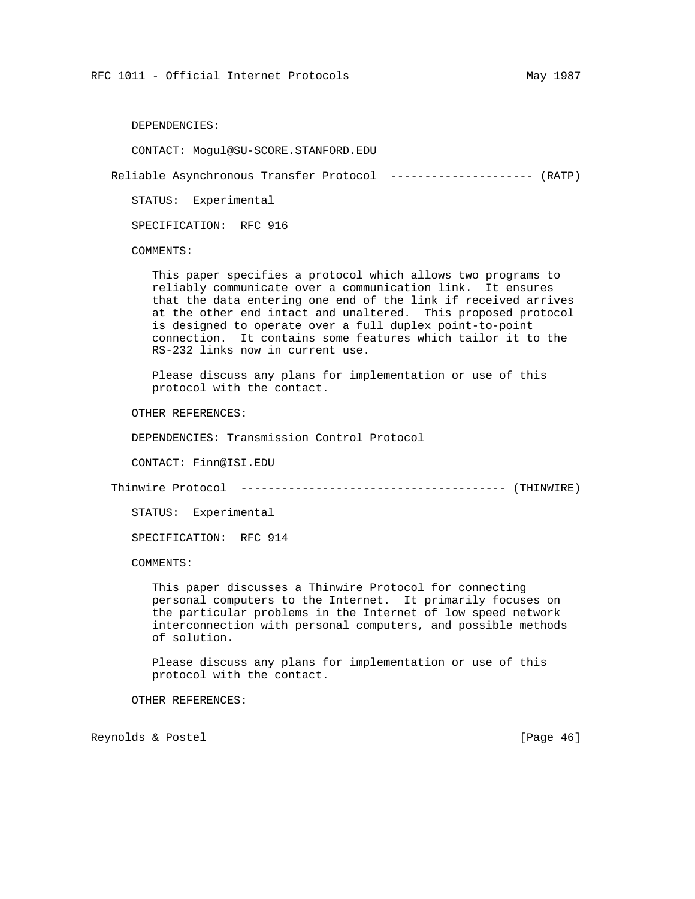DEPENDENCIES:

CONTACT: Mogul@SU-SCORE.STANFORD.EDU

## Reliable Asynchronous Transfer Protocol --------------------- (RATP)

STATUS: Experimental

SPECIFICATION: RFC 916

COMMENTS:

This paper specifies a protocol which allows two programs to reliably communicate over a communication link. It ensures that the data entering one end of the link if received arrives at the other end intact and unaltered. This proposed protocol is designed to operate over a full duplex point-to-point connection. It contains some features which tailor it to the RS-232 links now in current use.

Please discuss any plans for implementation or use of this protocol with the contact.

OTHER REFERENCES:

DEPENDENCIES: Transmission Control Protocol

CONTACT: Finn@ISI.EDU

## Thinwire Protocol -------------------------------------- (THINWIRE)

STATUS: Experimental

SPECIFICATION: RFC 914

COMMENTS:

This paper discusses a Thinwire Protocol for connecting personal computers to the Internet. It primarily focuses on the particular problems in the Internet of low speed network interconnection with personal computers, and possible methods of solution.

Please discuss any plans for implementation or use of this protocol with the contact.

OTHER REFERENCES: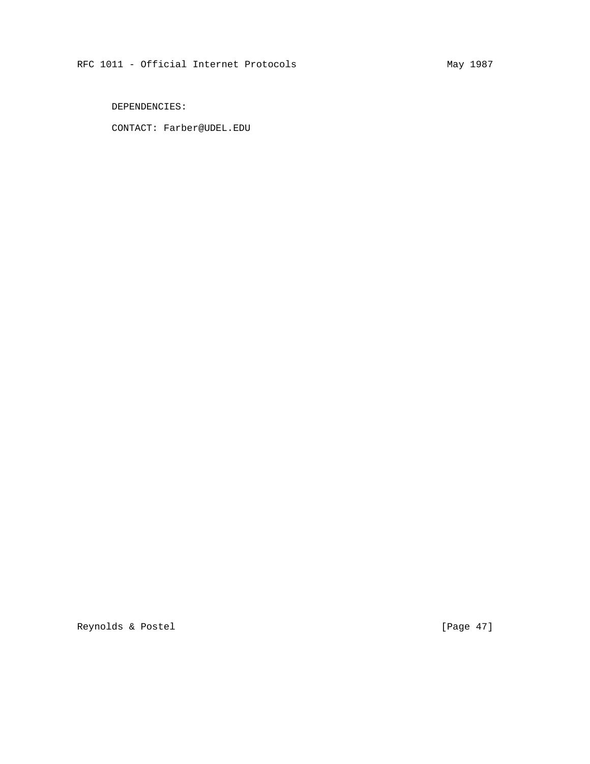DEPENDENCIES:

CONTACT: Farber@UDEL.EDU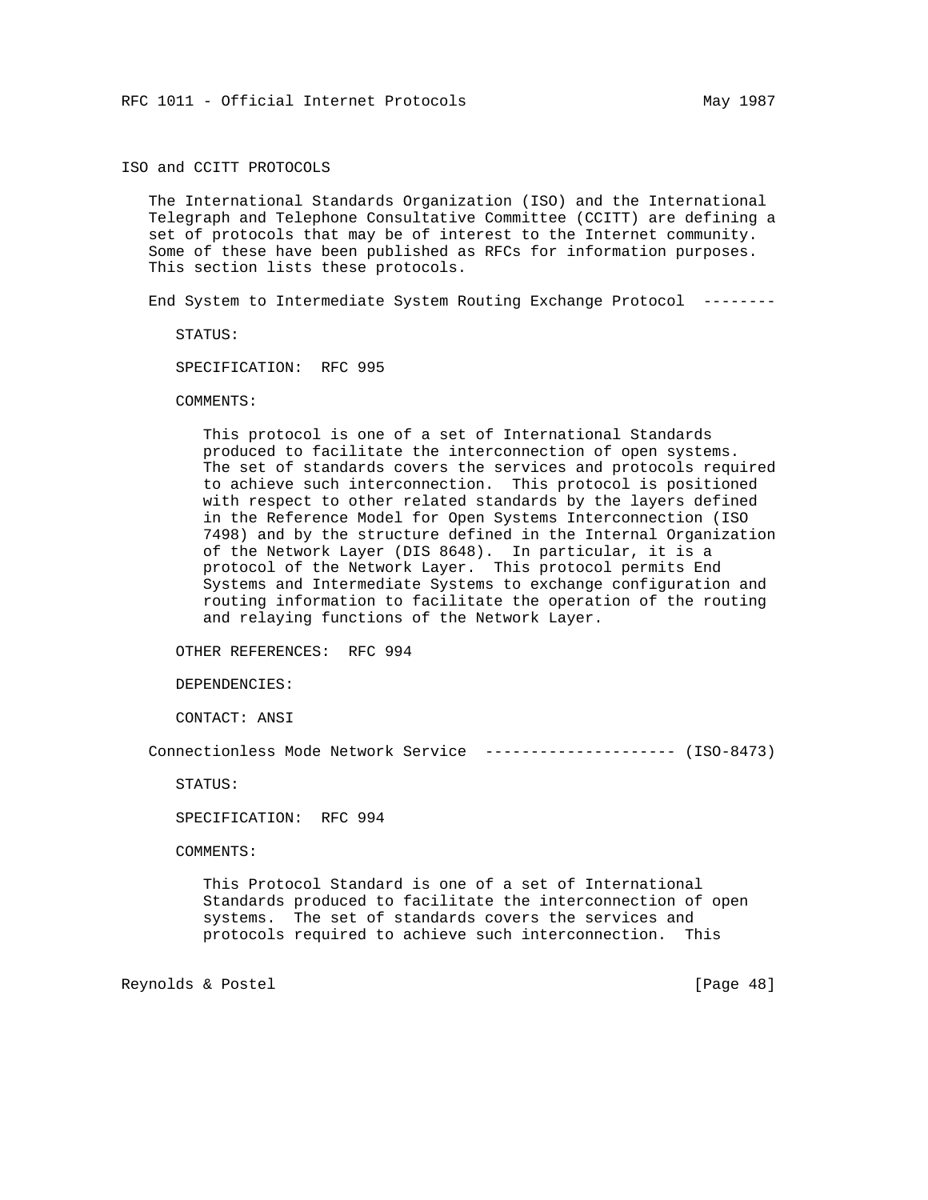## ISO and CCITT PROTOCOLS

The International Standards Organization (ISO) and the International Telegraph and Telephone Consultative Committee (CCITT) are defining a set of protocols that may be of interest to the Internet community. Some of these have been published as RFCs for information purposes. This section lists these protocols.

### End System to Intermediate System Routing Exchange Protocol --------

STATUS:

SPECIFICATION: RFC 995

COMMENTS:

This protocol is one of a set of International Standards produced to facilitate the interconnection of open systems. The set of standards covers the services and protocols required to achieve such interconnection. This protocol is positioned with respect to other related standards by the layers defined in the Reference Model for Open Systems Interconnection (ISO 7498) and by the structure defined in the Internal Organization of the Network Layer (DIS 8648). In particular, it is a protocol of the Network Layer. This protocol permits End Systems and Intermediate Systems to exchange configuration and routing information to facilitate the operation of the routing and relaying functions of the Network Layer.

OTHER REFERENCES: RFC 994

DEPENDENCIES:

CONTACT: ANSI

### Connectionless Mode Network Service --------------------- (ISO-8473)

STATUS:

SPECIFICATION: RFC 994

COMMENTS:

This Protocol Standard is one of a set of International Standards produced to facilitate the interconnection of open systems. The set of standards covers the services and protocols required to achieve such interconnection. This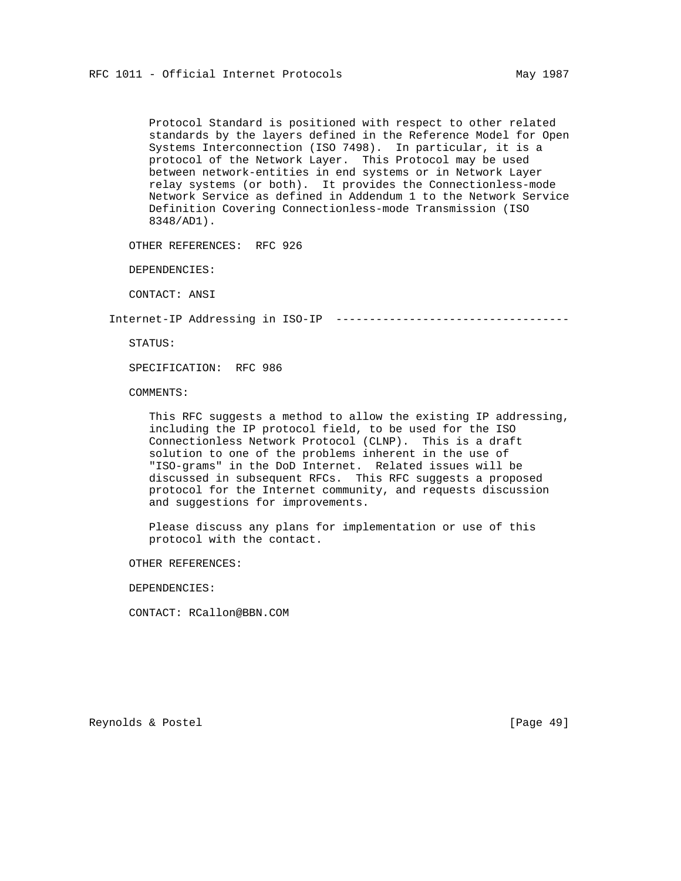Protocol Standard is positioned with respect to other related standards by the layers defined in the Reference Model for Open Systems Interconnection (ISO 7498). In particular, it is a protocol of the Network Layer. This Protocol may be used between network-entities in end systems or in Network Layer relay systems (or both). It provides the Connectionless-mode Network Service as defined in Addendum 1 to the Network Service Definition Covering Connectionless-mode Transmission (ISO 8348/AD1).

OTHER REFERENCES: RFC 926

DEPENDENCIES:

CONTACT: ANSI

### Internet-IP Addressing in ISO-IP ----------------------------------

STATUS:

SPECIFICATION: RFC 986

COMMENTS:

This RFC suggests a method to allow the existing IP addressing, including the IP protocol field, to be used for the ISO Connectionless Network Protocol (CLNP). This is a draft solution to one of the problems inherent in the use of "ISO-grams" in the DoD Internet. Related issues will be discussed in subsequent RFCs. This RFC suggests a proposed protocol for the Internet community, and requests discussion and suggestions for improvements.

Please discuss any plans for implementation or use of this protocol with the contact.

OTHER REFERENCES:

DEPENDENCIES:

CONTACT: RCallon@BBN.COM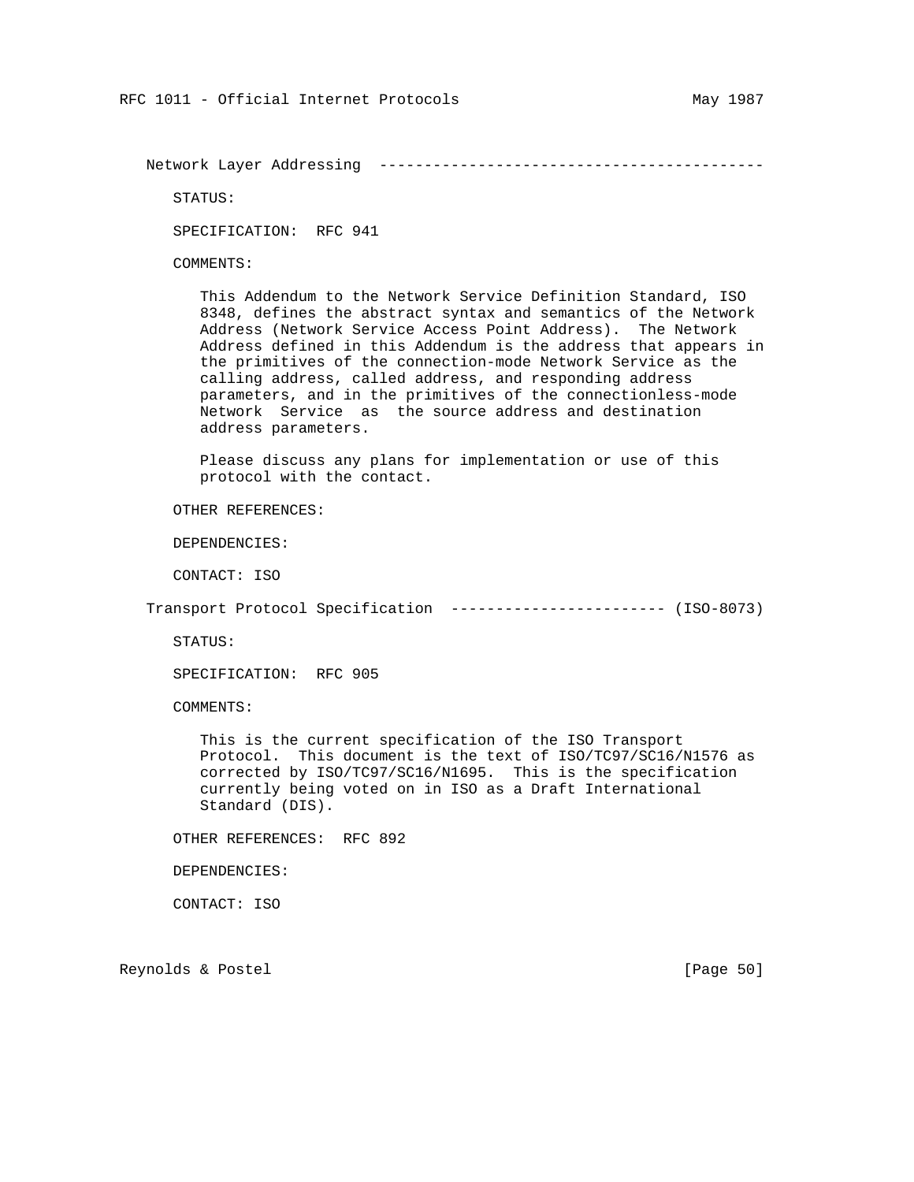Network Layer Addressing ------------------------------------------

STATUS:

SPECIFICATION: RFC 941

COMMENTS:

This Addendum to the Network Service Definition Standard, ISO 8348, defines the abstract syntax and semantics of the Network Address (Network Service Access Point Address). The Network Address defined in this Addendum is the address that appears in the primitives of the connection-mode Network Service as the calling address, called address, and responding address parameters, and in the primitives of the connectionless-mode Network Service as the source address and destination address parameters.

Please discuss any plans for implementation or use of this protocol with the contact.

OTHER REFERENCES:

DEPENDENCIES:

CONTACT: ISO

Transport Protocol Specification ------------------------ (ISO-8073)

STATUS:

SPECIFICATION: RFC 905

COMMENTS:

This is the current specification of the ISO Transport Protocol. This document is the text of ISO/TC97/SC16/N1576 as corrected by ISO/TC97/SC16/N1695. This is the specification currently being voted on in ISO as a Draft International Standard (DIS).

OTHER REFERENCES: RFC 892

DEPENDENCIES:

CONTACT: ISO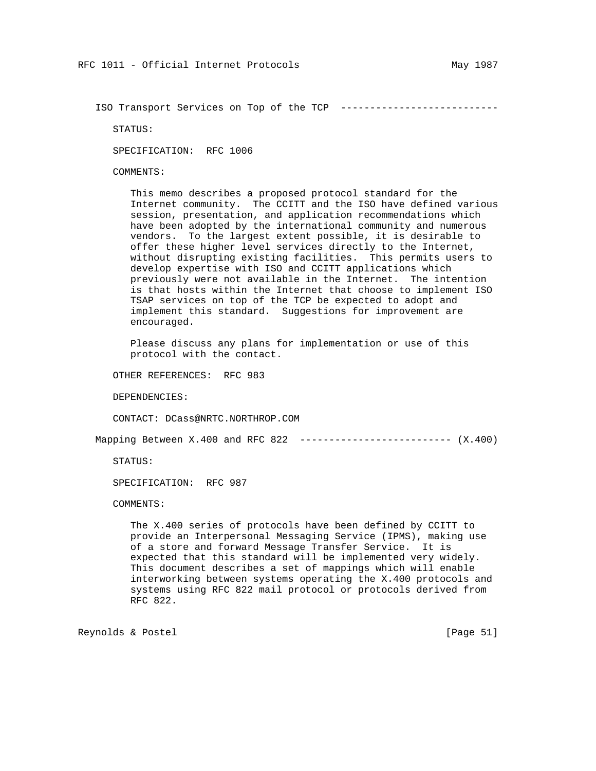### ISO Transport Services on Top of the TCP ---------------------------

STATUS:

SPECIFICATION: RFC 1006

COMMENTS:

This memo describes a proposed protocol standard for the Internet community. The CCITT and the ISO have defined various session, presentation, and application recommendations which have been adopted by the international community and numerous vendors. To the largest extent possible, it is desirable to offer these higher level services directly to the Internet, without disrupting existing facilities. This permits users to develop expertise with ISO and CCITT applications which previously were not available in the Internet. The intention is that hosts within the Internet that choose to implement ISO TSAP services on top of the TCP be expected to adopt and implement this standard. Suggestions for improvement are encouraged.

Please discuss any plans for implementation or use of this protocol with the contact.

OTHER REFERENCES: RFC 983

DEPENDENCIES:

CONTACT: DCass@NRTC.NORTHROP.COM

### Mapping Between X.400 and RFC 822 -------------------------- (X.400)

STATUS:

SPECIFICATION: RFC 987

COMMENTS:

The X.400 series of protocols have been defined by CCITT to provide an Interpersonal Messaging Service (IPMS), making use of a store and forward Message Transfer Service. It is expected that this standard will be implemented very widely. This document describes a set of mappings which will enable interworking between systems operating the X.400 protocols and systems using RFC 822 mail protocol or protocols derived from RFC 822.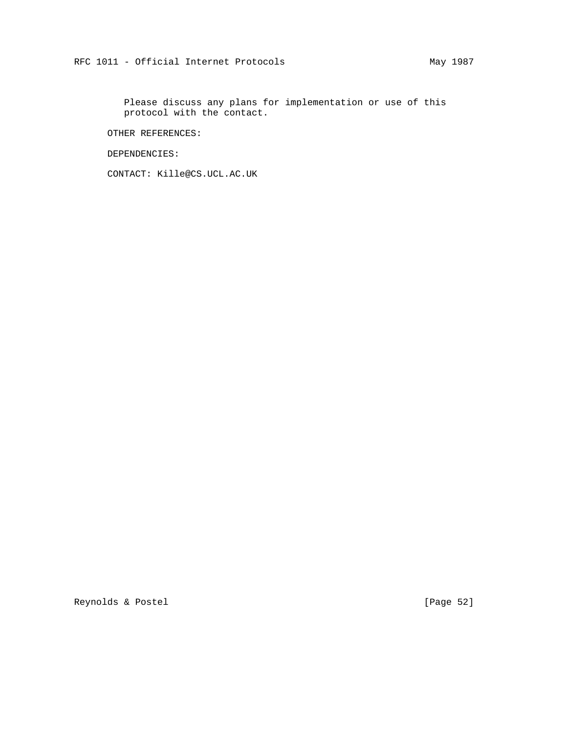Please discuss any plans for implementation or use of this protocol with the contact.

OTHER REFERENCES:

DEPENDENCIES:

CONTACT: Kille@CS.UCL.AC.UK